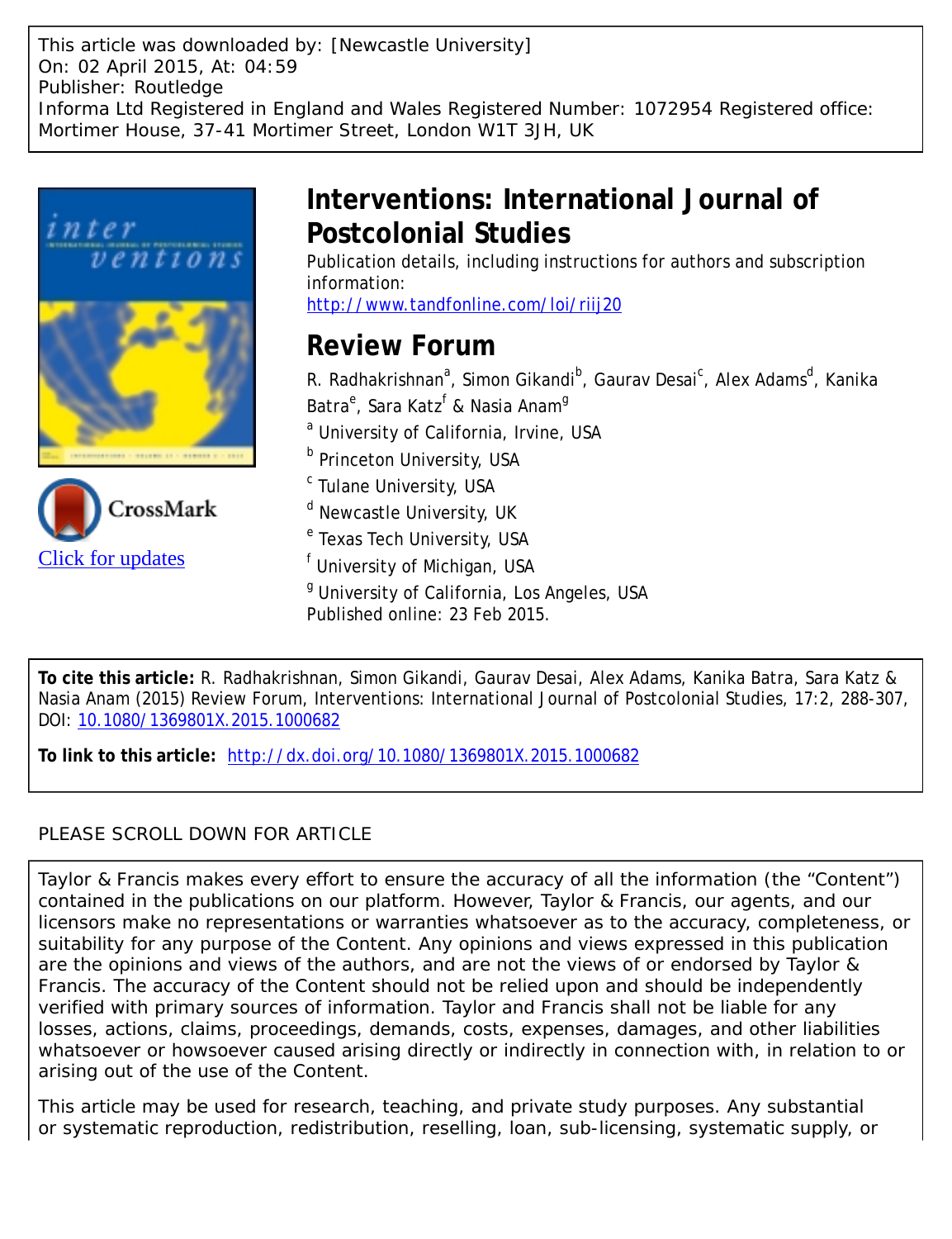This article was downloaded by: [Newcastle University]
On: 02 April 2015, At: 04:59
Publisher: Routledge
Informa Ltd Registered in England and Wales Registered Number: 1072954 Registered office: Mortimer House, 37-41 Mortimer Street, London W1T 3JH, UK

# Interventions: International Journal of Postcolonial Studies

Publication details, including instructions for authors and subscription information:
http://www.tandfonline.com/loi/riij20

## Review Forum

R. Radhakrishnan[a], Simon Gikandi[b], Gaurav Desai[c], Alex Adams[d], Kanika Batra[e], Sara Katz[f] & Nasia Anam[g]

[a] University of California, Irvine, USA
[b] Princeton University, USA
[c] Tulane University, USA
[d] Newcastle University, UK
[e] Texas Tech University, USA
[f] University of Michigan, USA
[g] University of California, Los Angeles, USA

Published online: 23 Feb 2015.

Click for updates

**To cite this article:** R. Radhakrishnan, Simon Gikandi, Gaurav Desai, Alex Adams, Kanika Batra, Sara Katz & Nasia Anam (2015) Review Forum, Interventions: International Journal of Postcolonial Studies, 17:2, 288-307, DOI: 10.1080/1369801X.2015.1000682

**To link to this article:** http://dx.doi.org/10.1080/1369801X.2015.1000682

PLEASE SCROLL DOWN FOR ARTICLE

Taylor & Francis makes every effort to ensure the accuracy of all the information (the "Content") contained in the publications on our platform. However, Taylor & Francis, our agents, and our licensors make no representations or warranties whatsoever as to the accuracy, completeness, or suitability for any purpose of the Content. Any opinions and views expressed in this publication are the opinions and views of the authors, and are not the views of or endorsed by Taylor & Francis. The accuracy of the Content should not be relied upon and should be independently verified with primary sources of information. Taylor and Francis shall not be liable for any losses, actions, claims, proceedings, demands, costs, expenses, damages, and other liabilities whatsoever or howsoever caused arising directly or indirectly in connection with, in relation to or arising out of the use of the Content.

This article may be used for research, teaching, and private study purposes. Any substantial or systematic reproduction, redistribution, reselling, loan, sub-licensing, systematic supply, or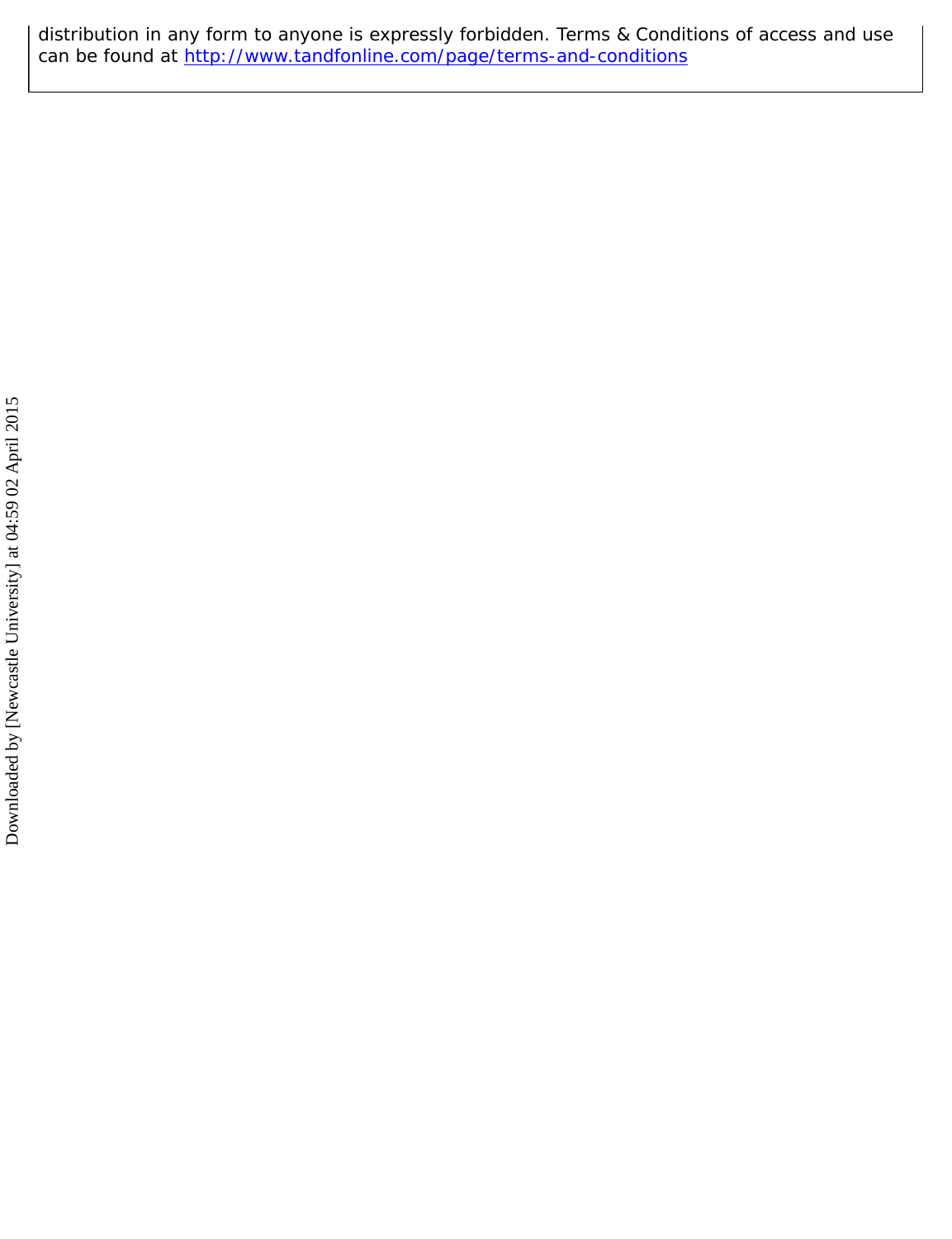distribution in any form to anyone is expressly forbidden. Terms & Conditions of access and use can be found at http://www.tandfonline.com/page/terms-and-conditions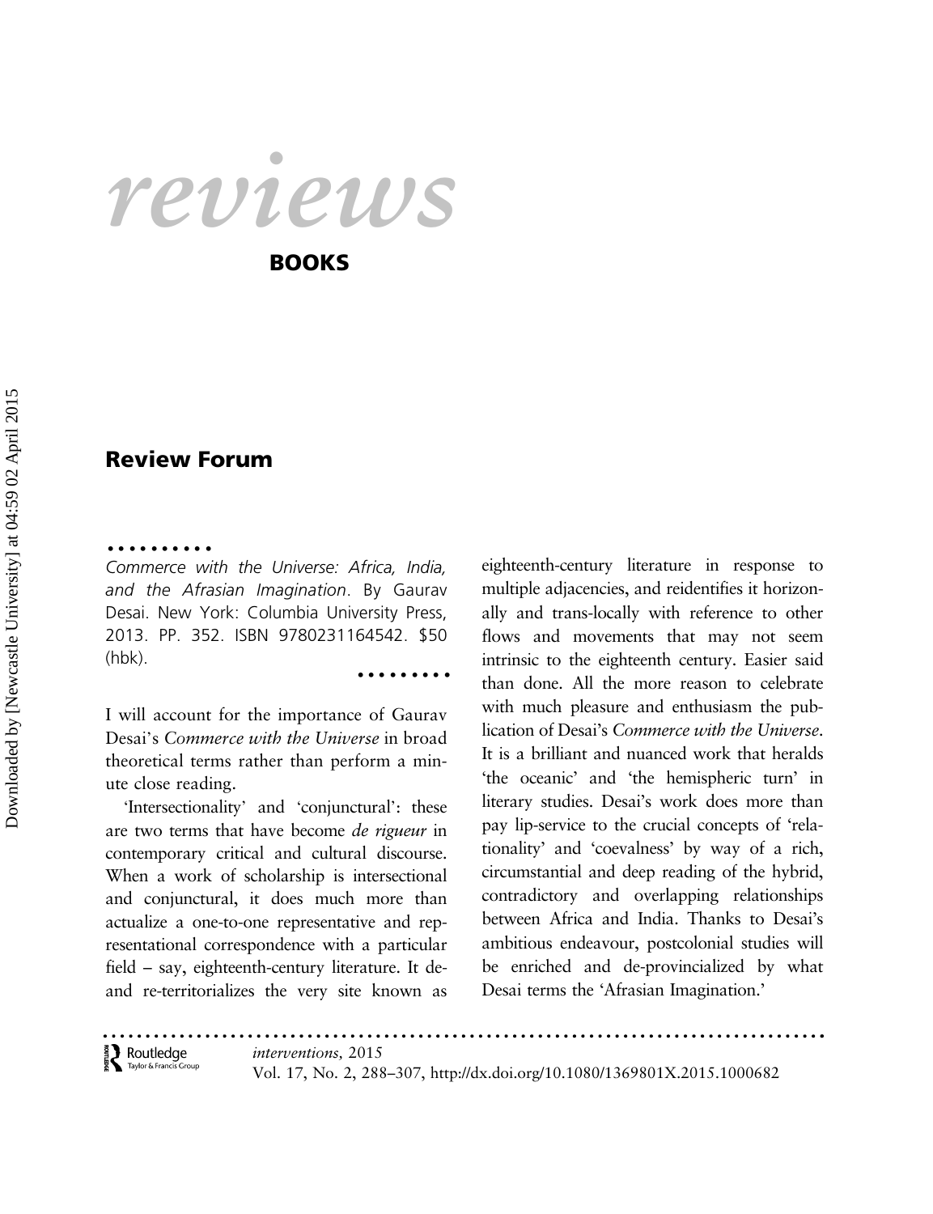# reviews

## BOOKS

## Review Forum

*Commerce with the Universe: Africa, India, and the Afrasian Imagination*. By Gaurav Desai. New York: Columbia University Press, 2013. PP. 352. ISBN 9780231164542. $50 (hbk).

I will account for the importance of Gaurav Desai's *Commerce with the Universe* in broad theoretical terms rather than perform a minute close reading.

'Intersectionality' and 'conjunctural': these are two terms that have become *de rigueur* in contemporary critical and cultural discourse. When a work of scholarship is intersectional and conjunctural, it does much more than actualize a one-to-one representative and representational correspondence with a particular field – say, eighteenth-century literature. It de- and re-territorializes the very site known as eighteenth-century literature in response to multiple adjacencies, and reidentifies it horizontally and trans-locally with reference to other flows and movements that may not seem intrinsic to the eighteenth century. Easier said than done. All the more reason to celebrate with much pleasure and enthusiasm the publication of Desai's *Commerce with the Universe*. It is a brilliant and nuanced work that heralds 'the oceanic' and 'the hemispheric turn' in literary studies. Desai's work does more than pay lip-service to the crucial concepts of 'relationality' and 'coevalness' by way of a rich, circumstantial and deep reading of the hybrid, contradictory and overlapping relationships between Africa and India. Thanks to Desai's ambitious endeavour, postcolonial studies will be enriched and de-provincialized by what Desai terms the 'Afrasian Imagination.'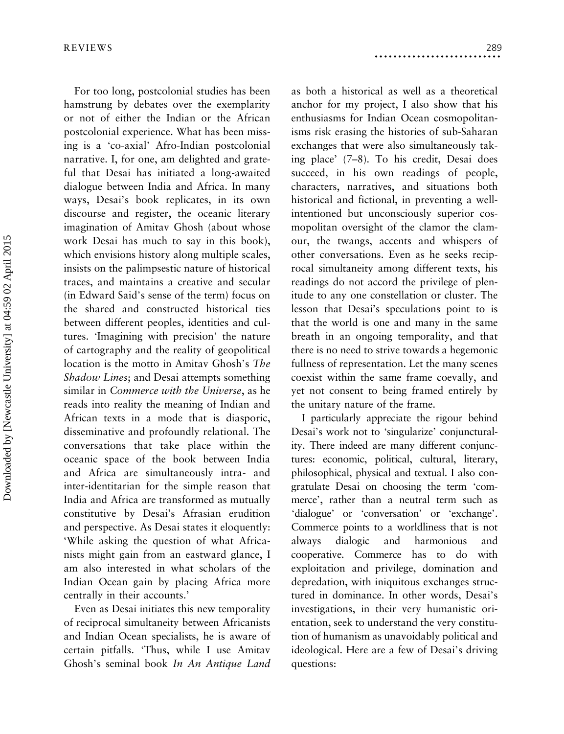For too long, postcolonial studies has been hamstrung by debates over the exemplarity or not of either the Indian or the African postcolonial experience. What has been missing is a 'co-axial' Afro-Indian postcolonial narrative. I, for one, am delighted and grateful that Desai has initiated a long-awaited dialogue between India and Africa. In many ways, Desai's book replicates, in its own discourse and register, the oceanic literary imagination of Amitav Ghosh (about whose work Desai has much to say in this book), which envisions history along multiple scales, insists on the palimpsestic nature of historical traces, and maintains a creative and secular (in Edward Said's sense of the term) focus on the shared and constructed historical ties between different peoples, identities and cultures. 'Imagining with precision' the nature of cartography and the reality of geopolitical location is the motto in Amitav Ghosh's *The Shadow Lines*; and Desai attempts something similar in *Commerce with the Universe*, as he reads into reality the meaning of Indian and African texts in a mode that is diasporic, disseminative and profoundly relational. The conversations that take place within the oceanic space of the book between India and Africa are simultaneously intra- and inter-identitarian for the simple reason that India and Africa are transformed as mutually constitutive by Desai's Afrasian erudition and perspective. As Desai states it eloquently: 'While asking the question of what Africanists might gain from an eastward glance, I am also interested in what scholars of the Indian Ocean gain by placing Africa more centrally in their accounts.'

Even as Desai initiates this new temporality of reciprocal simultaneity between Africanists and Indian Ocean specialists, he is aware of certain pitfalls. 'Thus, while I use Amitav Ghosh's seminal book *In An Antique Land* as both a historical as well as a theoretical anchor for my project, I also show that his enthusiasms for Indian Ocean cosmopolitanisms risk erasing the histories of sub-Saharan exchanges that were also simultaneously taking place' (7–8). To his credit, Desai does succeed, in his own readings of people, characters, narratives, and situations both historical and fictional, in preventing a well-intentioned but unconsciously superior cosmopolitan oversight of the clamor the clamour, the twangs, accents and whispers of other conversations. Even as he seeks reciprocal simultaneity among different texts, his readings do not accord the privilege of plenitude to any one constellation or cluster. The lesson that Desai's speculations point to is that the world is one and many in the same breath in an ongoing temporality, and that there is no need to strive towards a hegemonic fullness of representation. Let the many scenes coexist within the same frame coevally, and yet not consent to being framed entirely by the unitary nature of the frame.

I particularly appreciate the rigour behind Desai's work not to 'singularize' conjuncturality. There indeed are many different conjunctures: economic, political, cultural, literary, philosophical, physical and textual. I also congratulate Desai on choosing the term 'commerce', rather than a neutral term such as 'dialogue' or 'conversation' or 'exchange'. Commerce points to a worldliness that is not always dialogic and harmonious and cooperative. Commerce has to do with exploitation and privilege, domination and depredation, with iniquitous exchanges structured in dominance. In other words, Desai's investigations, in their very humanistic orientation, seek to understand the very constitution of humanism as unavoidably political and ideological. Here are a few of Desai's driving questions: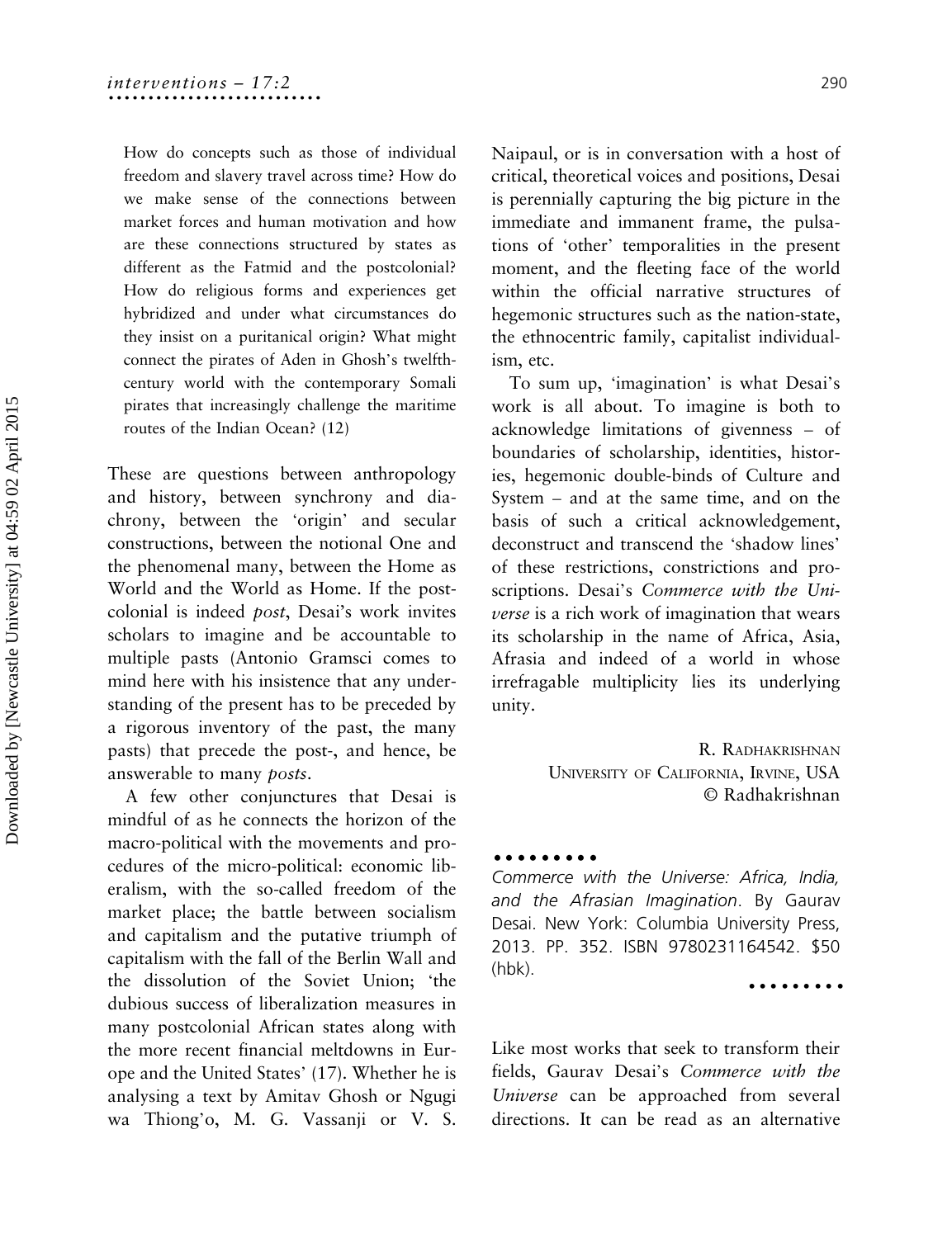> How do concepts such as those of individual freedom and slavery travel across time? How do we make sense of the connections between market forces and human motivation and how are these connections structured by states as different as the Fatmid and the postcolonial? How do religious forms and experiences get hybridized and under what circumstances do they insist on a puritanical origin? What might connect the pirates of Aden in Ghosh's twelfth-century world with the contemporary Somali pirates that increasingly challenge the maritime routes of the Indian Ocean? (12)

These are questions between anthropology and history, between synchrony and diachrony, between the 'origin' and secular constructions, between the notional One and the phenomenal many, between the Home as World and the World as Home. If the postcolonial is indeed *post*, Desai's work invites scholars to imagine and be accountable to multiple pasts (Antonio Gramsci comes to mind here with his insistence that any understanding of the present has to be preceded by a rigorous inventory of the past, the many pasts) that precede the post-, and hence, be answerable to many *posts*.

A few other conjunctures that Desai is mindful of as he connects the horizon of the macro-political with the movements and procedures of the micro-political: economic liberalism, with the so-called freedom of the market place; the battle between socialism and capitalism and the putative triumph of capitalism with the fall of the Berlin Wall and the dissolution of the Soviet Union; 'the dubious success of liberalization measures in many postcolonial African states along with the more recent financial meltdowns in Europe and the United States' (17). Whether he is analysing a text by Amitav Ghosh or Ngugi wa Thiong'o, M. G. Vassanji or V. S. Naipaul, or is in conversation with a host of critical, theoretical voices and positions, Desai is perennially capturing the big picture in the immediate and immanent frame, the pulsations of 'other' temporalities in the present moment, and the fleeting face of the world within the official narrative structures of hegemonic structures such as the nation-state, the ethnocentric family, capitalist individualism, etc.

To sum up, 'imagination' is what Desai's work is all about. To imagine is both to acknowledge limitations of givenness – of boundaries of scholarship, identities, histories, hegemonic double-binds of Culture and System – and at the same time, and on the basis of such a critical acknowledgement, deconstruct and transcend the 'shadow lines' of these restrictions, constrictions and proscriptions. Desai's *Commerce with the Universe* is a rich work of imagination that wears its scholarship in the name of Africa, Asia, Afrasia and indeed of a world in whose irrefragable multiplicity lies its underlying unity.

R. Radhakrishnan
University of California, Irvine, USA
© Radhakrishnan

*Commerce with the Universe: Africa, India, and the Afrasian Imagination*. By Gaurav Desai. New York: Columbia University Press, 2013. PP. 352. ISBN 9780231164542. $50 (hbk).

Like most works that seek to transform their fields, Gaurav Desai's *Commerce with the Universe* can be approached from several directions. It can be read as an alternative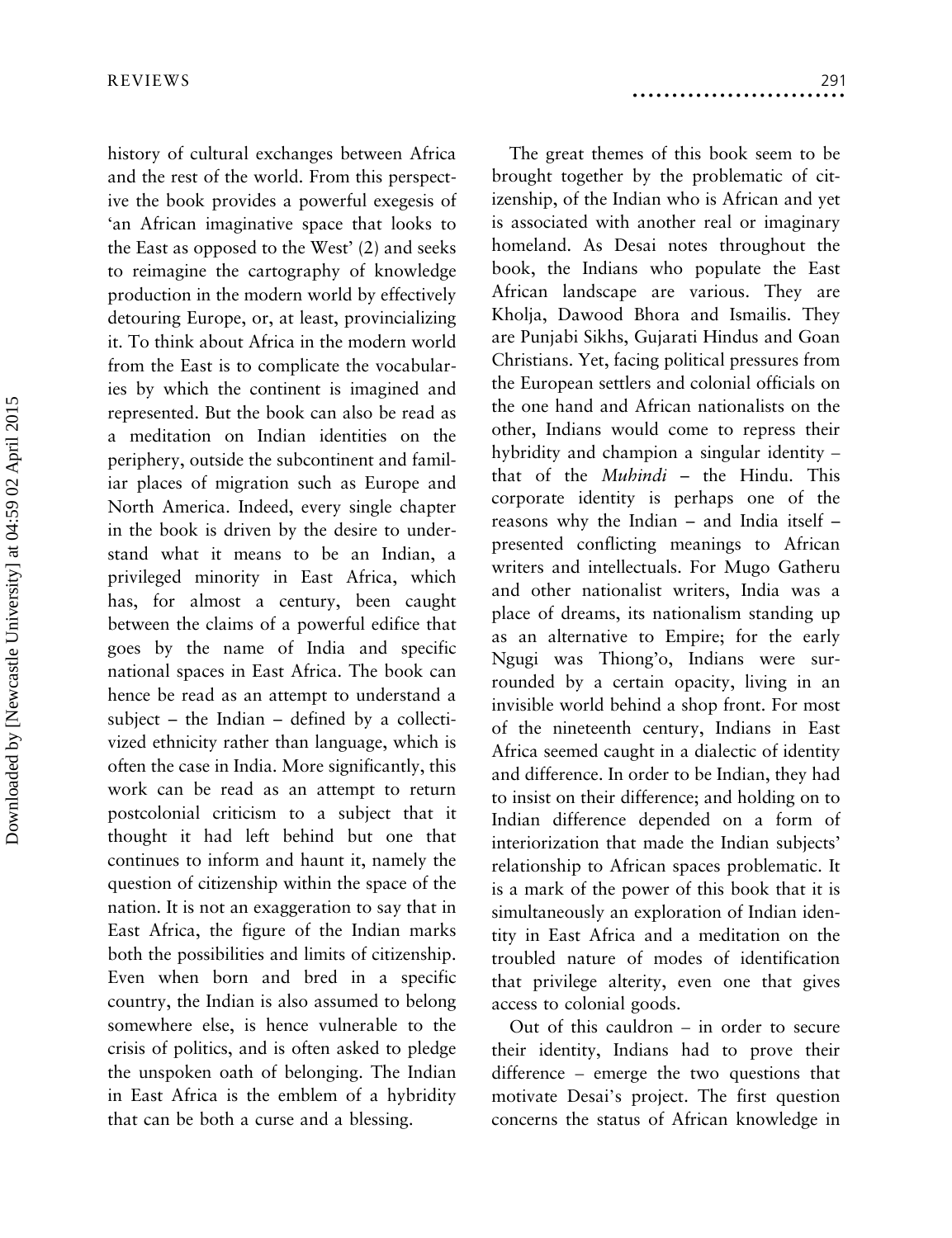history of cultural exchanges between Africa and the rest of the world. From this perspective the book provides a powerful exegesis of 'an African imaginative space that looks to the East as opposed to the West' (2) and seeks to reimagine the cartography of knowledge production in the modern world by effectively detouring Europe, or, at least, provincializing it. To think about Africa in the modern world from the East is to complicate the vocabularies by which the continent is imagined and represented. But the book can also be read as a meditation on Indian identities on the periphery, outside the subcontinent and familiar places of migration such as Europe and North America. Indeed, every single chapter in the book is driven by the desire to understand what it means to be an Indian, a privileged minority in East Africa, which has, for almost a century, been caught between the claims of a powerful edifice that goes by the name of India and specific national spaces in East Africa. The book can hence be read as an attempt to understand a subject – the Indian – defined by a collectivized ethnicity rather than language, which is often the case in India. More significantly, this work can be read as an attempt to return postcolonial criticism to a subject that it thought it had left behind but one that continues to inform and haunt it, namely the question of citizenship within the space of the nation. It is not an exaggeration to say that in East Africa, the figure of the Indian marks both the possibilities and limits of citizenship. Even when born and bred in a specific country, the Indian is also assumed to belong somewhere else, is hence vulnerable to the crisis of politics, and is often asked to pledge the unspoken oath of belonging. The Indian in East Africa is the emblem of a hybridity that can be both a curse and a blessing.

The great themes of this book seem to be brought together by the problematic of citizenship, of the Indian who is African and yet is associated with another real or imaginary homeland. As Desai notes throughout the book, the Indians who populate the East African landscape are various. They are Kholja, Dawood Bhora and Ismailis. They are Punjabi Sikhs, Gujarati Hindus and Goan Christians. Yet, facing political pressures from the European settlers and colonial officials on the one hand and African nationalists on the other, Indians would come to repress their hybridity and champion a singular identity – that of the *Muhindi* – the Hindu. This corporate identity is perhaps one of the reasons why the Indian – and India itself – presented conflicting meanings to African writers and intellectuals. For Mugo Gatheru and other nationalist writers, India was a place of dreams, its nationalism standing up as an alternative to Empire; for the early Ngugi wa Thiong'o, Indians were surrounded by a certain opacity, living in an invisible world behind a shop front. For most of the nineteenth century, Indians in East Africa seemed caught in a dialectic of identity and difference. In order to be Indian, they had to insist on their difference; and holding on to Indian difference depended on a form of interiorization that made the Indian subjects' relationship to African spaces problematic. It is a mark of the power of this book that it is simultaneously an exploration of Indian identity in East Africa and a meditation on the troubled nature of modes of identification that privilege alterity, even one that gives access to colonial goods.

Out of this cauldron – in order to secure their identity, Indians had to prove their difference – emerge the two questions that motivate Desai's project. The first question concerns the status of African knowledge in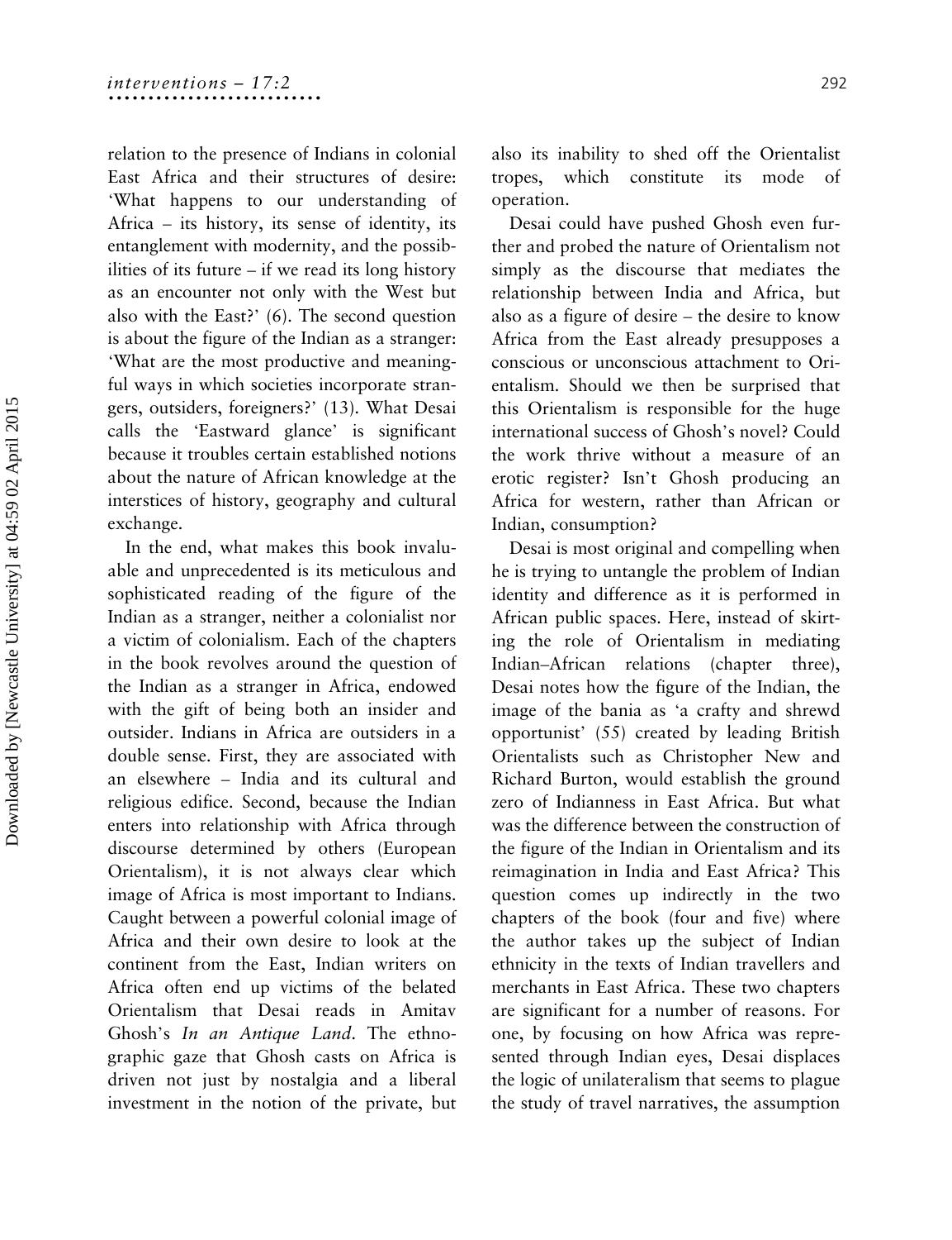relation to the presence of Indians in colonial East Africa and their structures of desire: 'What happens to our understanding of Africa – its history, its sense of identity, its entanglement with modernity, and the possibilities of its future – if we read its long history as an encounter not only with the West but also with the East?' (6). The second question is about the figure of the Indian as a stranger: 'What are the most productive and meaningful ways in which societies incorporate strangers, outsiders, foreigners?' (13). What Desai calls the 'Eastward glance' is significant because it troubles certain established notions about the nature of African knowledge at the interstices of history, geography and cultural exchange.

In the end, what makes this book invaluable and unprecedented is its meticulous and sophisticated reading of the figure of the Indian as a stranger, neither a colonialist nor a victim of colonialism. Each of the chapters in the book revolves around the question of the Indian as a stranger in Africa, endowed with the gift of being both an insider and outsider. Indians in Africa are outsiders in a double sense. First, they are associated with an elsewhere – India and its cultural and religious edifice. Second, because the Indian enters into relationship with Africa through discourse determined by others (European Orientalism), it is not always clear which image of Africa is most important to Indians. Caught between a powerful colonial image of Africa and their own desire to look at the continent from the East, Indian writers on Africa often end up victims of the belated Orientalism that Desai reads in Amitav Ghosh's *In an Antique Land*. The ethnographic gaze that Ghosh casts on Africa is driven not just by nostalgia and a liberal investment in the notion of the private, but also its inability to shed off the Orientalist tropes, which constitute its mode of operation.

Desai could have pushed Ghosh even further and probed the nature of Orientalism not simply as the discourse that mediates the relationship between India and Africa, but also as a figure of desire – the desire to know Africa from the East already presupposes a conscious or unconscious attachment to Orientalism. Should we then be surprised that this Orientalism is responsible for the huge international success of Ghosh's novel? Could the work thrive without a measure of an erotic register? Isn't Ghosh producing an Africa for western, rather than African or Indian, consumption?

Desai is most original and compelling when he is trying to untangle the problem of Indian identity and difference as it is performed in African public spaces. Here, instead of skirting the role of Orientalism in mediating Indian–African relations (chapter three), Desai notes how the figure of the Indian, the image of the bania as 'a crafty and shrewd opportunist' (55) created by leading British Orientalists such as Christopher New and Richard Burton, would establish the ground zero of Indianness in East Africa. But what was the difference between the construction of the figure of the Indian in Orientalism and its reimagination in India and East Africa? This question comes up indirectly in the two chapters of the book (four and five) where the author takes up the subject of Indian ethnicity in the texts of Indian travellers and merchants in East Africa. These two chapters are significant for a number of reasons. For one, by focusing on how Africa was represented through Indian eyes, Desai displaces the logic of unilateralism that seems to plague the study of travel narratives, the assumption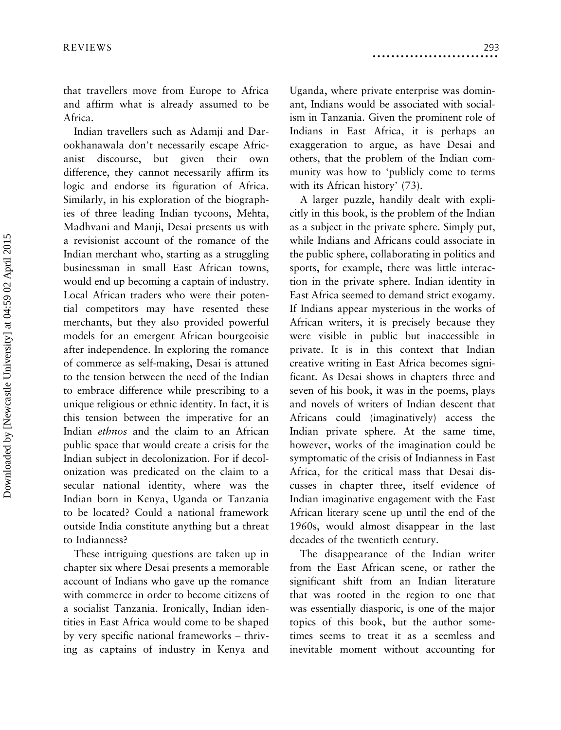that travellers move from Europe to Africa and affirm what is already assumed to be Africa.

Indian travellers such as Adamji and Darookhanawala don't necessarily escape Africanist discourse, but given their own difference, they cannot necessarily affirm its logic and endorse its figuration of Africa. Similarly, in his exploration of the biographies of three leading Indian tycoons, Mehta, Madhvani and Manji, Desai presents us with a revisionist account of the romance of the Indian merchant who, starting as a struggling businessman in small East African towns, would end up becoming a captain of industry. Local African traders who were their potential competitors may have resented these merchants, but they also provided powerful models for an emergent African bourgeoisie after independence. In exploring the romance of commerce as self-making, Desai is attuned to the tension between the need of the Indian to embrace difference while prescribing to a unique religious or ethnic identity. In fact, it is this tension between the imperative for an Indian *ethnos* and the claim to an African public space that would create a crisis for the Indian subject in decolonization. For if decolonization was predicated on the claim to a secular national identity, where was the Indian born in Kenya, Uganda or Tanzania to be located? Could a national framework outside India constitute anything but a threat to Indianness?

These intriguing questions are taken up in chapter six where Desai presents a memorable account of Indians who gave up the romance with commerce in order to become citizens of a socialist Tanzania. Ironically, Indian identities in East Africa would come to be shaped by very specific national frameworks – thriving as captains of industry in Kenya and Uganda, where private enterprise was dominant, Indians would be associated with socialism in Tanzania. Given the prominent role of Indians in East Africa, it is perhaps an exaggeration to argue, as have Desai and others, that the problem of the Indian community was how to 'publicly come to terms with its African history' (73).

A larger puzzle, handily dealt with explicitly in this book, is the problem of the Indian as a subject in the private sphere. Simply put, while Indians and Africans could associate in the public sphere, collaborating in politics and sports, for example, there was little interaction in the private sphere. Indian identity in East Africa seemed to demand strict exogamy. If Indians appear mysterious in the works of African writers, it is precisely because they were visible in public but inaccessible in private. It is in this context that Indian creative writing in East Africa becomes significant. As Desai shows in chapters three and seven of his book, it was in the poems, plays and novels of writers of Indian descent that Africans could (imaginatively) access the Indian private sphere. At the same time, however, works of the imagination could be symptomatic of the crisis of Indianness in East Africa, for the critical mass that Desai discusses in chapter three, itself evidence of Indian imaginative engagement with the East African literary scene up until the end of the 1960s, would almost disappear in the last decades of the twentieth century.

The disappearance of the Indian writer from the East African scene, or rather the significant shift from an Indian literature that was rooted in the region to one that was essentially diasporic, is one of the major topics of this book, but the author sometimes seems to treat it as a seemless and inevitable moment without accounting for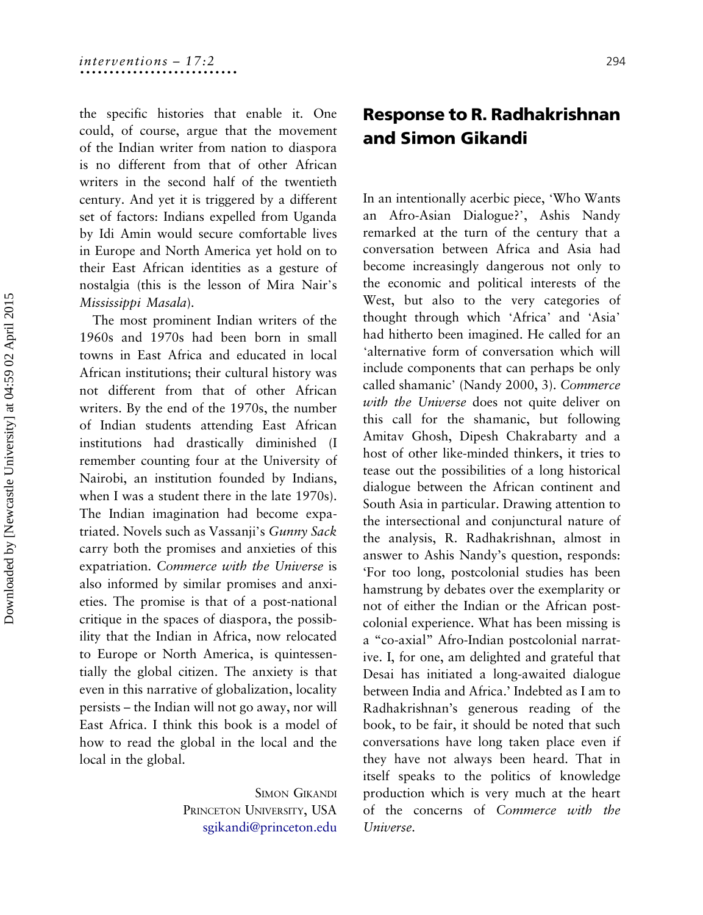the specific histories that enable it. One could, of course, argue that the movement of the Indian writer from nation to diaspora is no different from that of other African writers in the second half of the twentieth century. And yet it is triggered by a different set of factors: Indians expelled from Uganda by Idi Amin would secure comfortable lives in Europe and North America yet hold on to their East African identities as a gesture of nostalgia (this is the lesson of Mira Nair's *Mississippi Masala*).

The most prominent Indian writers of the 1960s and 1970s had been born in small towns in East Africa and educated in local African institutions; their cultural history was not different from that of other African writers. By the end of the 1970s, the number of Indian students attending East African institutions had drastically diminished (I remember counting four at the University of Nairobi, an institution founded by Indians, when I was a student there in the late 1970s). The Indian imagination had become expatriated. Novels such as Vassanji's *Gunny Sack* carry both the promises and anxieties of this expatriation. *Commerce with the Universe* is also informed by similar promises and anxieties. The promise is that of a post-national critique in the spaces of diaspora, the possibility that the Indian in Africa, now relocated to Europe or North America, is quintessentially the global citizen. The anxiety is that even in this narrative of globalization, locality persists – the Indian will not go away, nor will East Africa. I think this book is a model of how to read the global in the local and the local in the global.

SIMON GIKANDI
PRINCETON UNIVERSITY, USA
sgikandi@princeton.edu

## Response to R. Radhakrishnan and Simon Gikandi

In an intentionally acerbic piece, 'Who Wants an Afro-Asian Dialogue?', Ashis Nandy remarked at the turn of the century that a conversation between Africa and Asia had become increasingly dangerous not only to the economic and political interests of the West, but also to the very categories of thought through which 'Africa' and 'Asia' had hitherto been imagined. He called for an 'alternative form of conversation which will include components that can perhaps be only called shamanic' (Nandy 2000, 3). *Commerce with the Universe* does not quite deliver on this call for the shamanic, but following Amitav Ghosh, Dipesh Chakrabarty and a host of other like-minded thinkers, it tries to tease out the possibilities of a long historical dialogue between the African continent and South Asia in particular. Drawing attention to the intersectional and conjunctural nature of the analysis, R. Radhakrishnan, almost in answer to Ashis Nandy's question, responds: 'For too long, postcolonial studies has been hamstrung by debates over the exemplarity or not of either the Indian or the African postcolonial experience. What has been missing is a "co-axial" Afro-Indian postcolonial narrative. I, for one, am delighted and grateful that Desai has initiated a long-awaited dialogue between India and Africa.' Indebted as I am to Radhakrishnan's generous reading of the book, to be fair, it should be noted that such conversations have long taken place even if they have not always been heard. That in itself speaks to the politics of knowledge production which is very much at the heart of the concerns of *Commerce with the Universe*.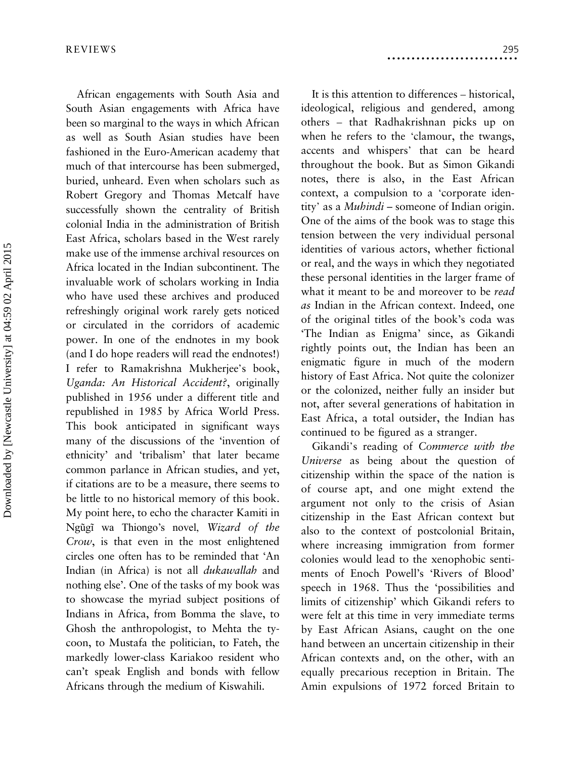African engagements with South Asia and South Asian engagements with Africa have been so marginal to the ways in which African as well as South Asian studies have been fashioned in the Euro-American academy that much of that intercourse has been submerged, buried, unheard. Even when scholars such as Robert Gregory and Thomas Metcalf have successfully shown the centrality of British colonial India in the administration of British East Africa, scholars based in the West rarely make use of the immense archival resources on Africa located in the Indian subcontinent. The invaluable work of scholars working in India who have used these archives and produced refreshingly original work rarely gets noticed or circulated in the corridors of academic power. In one of the endnotes in my book (and I do hope readers will read the endnotes!) I refer to Ramakrishna Mukherjee's book, *Uganda: An Historical Accident?*, originally published in 1956 under a different title and republished in 1985 by Africa World Press. This book anticipated in significant ways many of the discussions of the 'invention of ethnicity' and 'tribalism' that later became common parlance in African studies, and yet, if citations are to be a measure, there seems to be little to no historical memory of this book. My point here, to echo the character Kamiti in Ngũgĩ wa Thiongo's novel, *Wizard of the Crow*, is that even in the most enlightened circles one often has to be reminded that 'An Indian (in Africa) is not all *dukawallah* and nothing else'. One of the tasks of my book was to showcase the myriad subject positions of Indians in Africa, from Bomma the slave, to Ghosh the anthropologist, to Mehta the tycoon, to Mustafa the politician, to Fateh, the markedly lower-class Kariakoo resident who can't speak English and bonds with fellow Africans through the medium of Kiswahili.

It is this attention to differences – historical, ideological, religious and gendered, among others – that Radhakrishnan picks up on when he refers to the 'clamour, the twangs, accents and whispers' that can be heard throughout the book. But as Simon Gikandi notes, there is also, in the East African context, a compulsion to a 'corporate identity' as a *Muhindi* – someone of Indian origin. One of the aims of the book was to stage this tension between the very individual personal identities of various actors, whether fictional or real, and the ways in which they negotiated these personal identities in the larger frame of what it meant to be and moreover to be *read as* Indian in the African context. Indeed, one of the original titles of the book's coda was 'The Indian as Enigma' since, as Gikandi rightly points out, the Indian has been an enigmatic figure in much of the modern history of East Africa. Not quite the colonizer or the colonized, neither fully an insider but not, after several generations of habitation in East Africa, a total outsider, the Indian has continued to be figured as a stranger.

Gikandi's reading of *Commerce with the Universe* as being about the question of citizenship within the space of the nation is of course apt, and one might extend the argument not only to the crisis of Asian citizenship in the East African context but also to the context of postcolonial Britain, where increasing immigration from former colonies would lead to the xenophobic sentiments of Enoch Powell's 'Rivers of Blood' speech in 1968. Thus the 'possibilities and limits of citizenship' which Gikandi refers to were felt at this time in very immediate terms by East African Asians, caught on the one hand between an uncertain citizenship in their African contexts and, on the other, with an equally precarious reception in Britain. The Amin expulsions of 1972 forced Britain to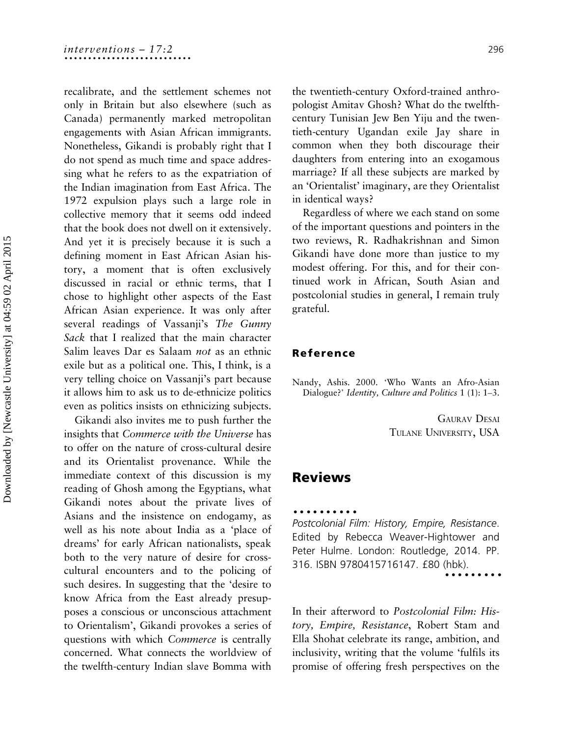recalibrate, and the settlement schemes not only in Britain but also elsewhere (such as Canada) permanently marked metropolitan engagements with Asian African immigrants. Nonetheless, Gikandi is probably right that I do not spend as much time and space addressing what he refers to as the expatriation of the Indian imagination from East Africa. The 1972 expulsion plays such a large role in collective memory that it seems odd indeed that the book does not dwell on it extensively. And yet it is precisely because it is such a defining moment in East African Asian history, a moment that is often exclusively discussed in racial or ethnic terms, that I chose to highlight other aspects of the East African Asian experience. It was only after several readings of Vassanji's *The Gunny Sack* that I realized that the main character Salim leaves Dar es Salaam *not* as an ethnic exile but as a political one. This, I think, is a very telling choice on Vassanji's part because it allows him to ask us to de-ethnicize politics even as politics insists on ethnicizing subjects.

Gikandi also invites me to push further the insights that *Commerce with the Universe* has to offer on the nature of cross-cultural desire and its Orientalist provenance. While the immediate context of this discussion is my reading of Ghosh among the Egyptians, what Gikandi notes about the private lives of Asians and the insistence on endogamy, as well as his note about India as a 'place of dreams' for early African nationalists, speak both to the very nature of desire for cross-cultural encounters and to the policing of such desires. In suggesting that the 'desire to know Africa from the East already presupposes a conscious or unconscious attachment to Orientalism', Gikandi provokes a series of questions with which *Commerce* is centrally concerned. What connects the worldview of the twelfth-century Indian slave Bomma with the twentieth-century Oxford-trained anthropologist Amitav Ghosh? What do the twelfth-century Tunisian Jew Ben Yiju and the twentieth-century Ugandan exile Jay share in common when they both discourage their daughters from entering into an exogamous marriage? If all these subjects are marked by an 'Orientalist' imaginary, are they Orientalist in identical ways?

Regardless of where we each stand on some of the important questions and pointers in the two reviews, R. Radhakrishnan and Simon Gikandi have done more than justice to my modest offering. For this, and for their continued work in African, South Asian and postcolonial studies in general, I remain truly grateful.

### Reference

Nandy, Ashis. 2000. 'Who Wants an Afro-Asian Dialogue?' *Identity, Culture and Politics* 1 (1): 1–3.

GAURAV DESAI
TULANE UNIVERSITY, USA

## Reviews

*Postcolonial Film: History, Empire, Resistance*. Edited by Rebecca Weaver-Hightower and Peter Hulme. London: Routledge, 2014. PP. 316. ISBN 9780415716147. £80 (hbk).

In their afterword to *Postcolonial Film: History, Empire, Resistance*, Robert Stam and Ella Shohat celebrate its range, ambition, and inclusivity, writing that the volume 'fulfils its promise of offering fresh perspectives on the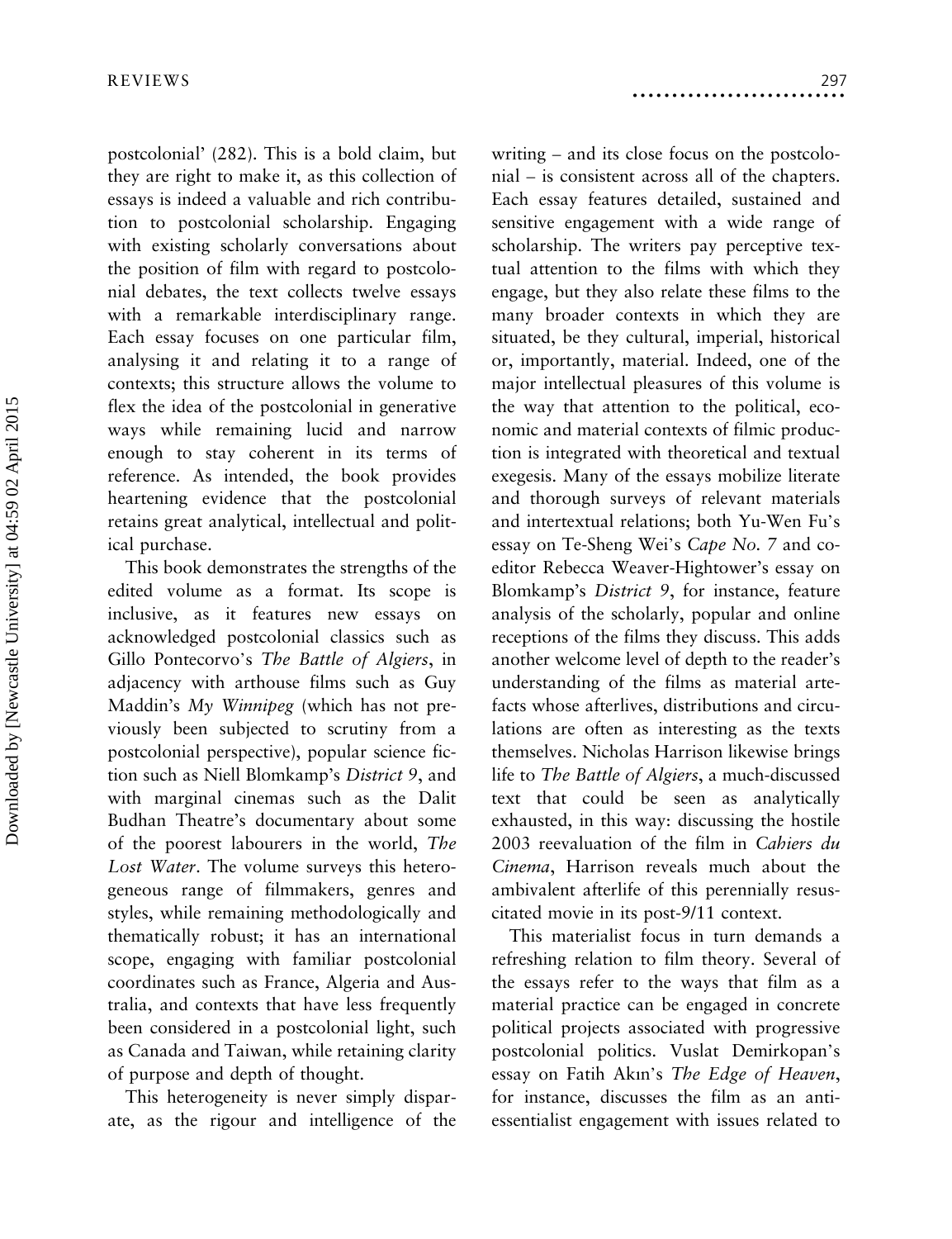postcolonial' (282). This is a bold claim, but they are right to make it, as this collection of essays is indeed a valuable and rich contribution to postcolonial scholarship. Engaging with existing scholarly conversations about the position of film with regard to postcolonial debates, the text collects twelve essays with a remarkable interdisciplinary range. Each essay focuses on one particular film, analysing it and relating it to a range of contexts; this structure allows the volume to flex the idea of the postcolonial in generative ways while remaining lucid and narrow enough to stay coherent in its terms of reference. As intended, the book provides heartening evidence that the postcolonial retains great analytical, intellectual and political purchase.

This book demonstrates the strengths of the edited volume as a format. Its scope is inclusive, as it features new essays on acknowledged postcolonial classics such as Gillo Pontecorvo's *The Battle of Algiers*, in adjacency with arthouse films such as Guy Maddin's *My Winnipeg* (which has not previously been subjected to scrutiny from a postcolonial perspective), popular science fiction such as Niell Blomkamp's *District 9*, and with marginal cinemas such as the Dalit Budhan Theatre's documentary about some of the poorest labourers in the world, *The Lost Water*. The volume surveys this heterogeneous range of filmmakers, genres and styles, while remaining methodologically and thematically robust; it has an international scope, engaging with familiar postcolonial coordinates such as France, Algeria and Australia, and contexts that have less frequently been considered in a postcolonial light, such as Canada and Taiwan, while retaining clarity of purpose and depth of thought.

This heterogeneity is never simply disparate, as the rigour and intelligence of the writing – and its close focus on the postcolonial – is consistent across all of the chapters. Each essay features detailed, sustained and sensitive engagement with a wide range of scholarship. The writers pay perceptive textual attention to the films with which they engage, but they also relate these films to the many broader contexts in which they are situated, be they cultural, imperial, historical or, importantly, material. Indeed, one of the major intellectual pleasures of this volume is the way that attention to the political, economic and material contexts of filmic production is integrated with theoretical and textual exegesis. Many of the essays mobilize literate and thorough surveys of relevant materials and intertextual relations; both Yu-Wen Fu's essay on Te-Sheng Wei's *Cape No. 7* and co-editor Rebecca Weaver-Hightower's essay on Blomkamp's *District 9*, for instance, feature analysis of the scholarly, popular and online receptions of the films they discuss. This adds another welcome level of depth to the reader's understanding of the films as material artefacts whose afterlives, distributions and circulations are often as interesting as the texts themselves. Nicholas Harrison likewise brings life to *The Battle of Algiers*, a much-discussed text that could be seen as analytically exhausted, in this way: discussing the hostile 2003 reevaluation of the film in *Cahiers du Cinema*, Harrison reveals much about the ambivalent afterlife of this perennially resuscitated movie in its post-9/11 context.

This materialist focus in turn demands a refreshing relation to film theory. Several of the essays refer to the ways that film as a material practice can be engaged in concrete political projects associated with progressive postcolonial politics. Vuslat Demirkopan's essay on Fatih Akın's *The Edge of Heaven*, for instance, discusses the film as an anti-essentialist engagement with issues related to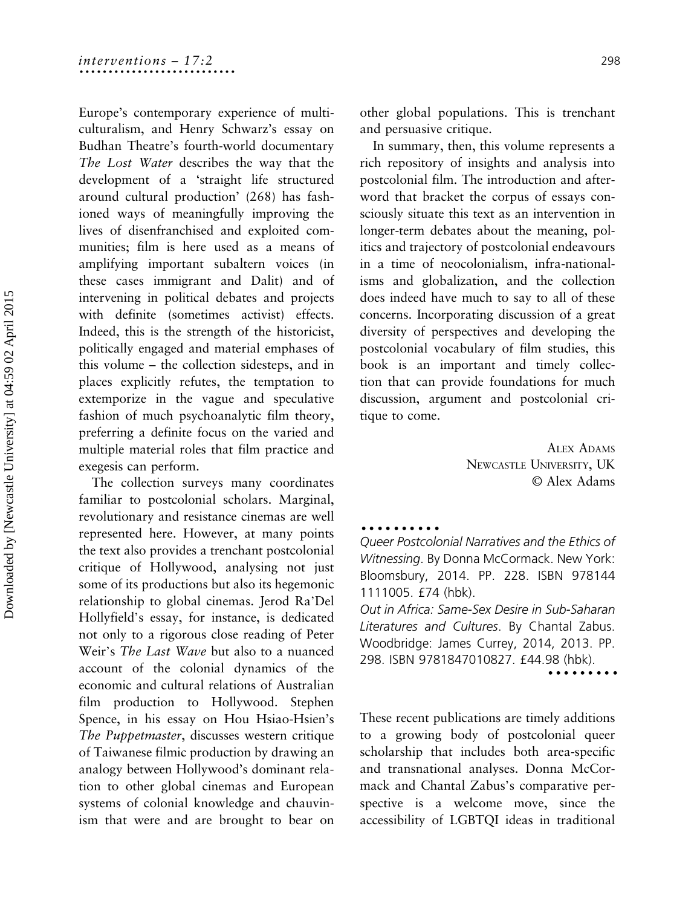Europe's contemporary experience of multiculturalism, and Henry Schwarz's essay on Budhan Theatre's fourth-world documentary *The Lost Water* describes the way that the development of a 'straight life structured around cultural production' (268) has fashioned ways of meaningfully improving the lives of disenfranchised and exploited communities; film is here used as a means of amplifying important subaltern voices (in these cases immigrant and Dalit) and of intervening in political debates and projects with definite (sometimes activist) effects. Indeed, this is the strength of the historicist, politically engaged and material emphases of this volume – the collection sidesteps, and in places explicitly refutes, the temptation to extemporize in the vague and speculative fashion of much psychoanalytic film theory, preferring a definite focus on the varied and multiple material roles that film practice and exegesis can perform.

The collection surveys many coordinates familiar to postcolonial scholars. Marginal, revolutionary and resistance cinemas are well represented here. However, at many points the text also provides a trenchant postcolonial critique of Hollywood, analysing not just some of its productions but also its hegemonic relationship to global cinemas. Jerod Ra'Del Hollyfield's essay, for instance, is dedicated not only to a rigorous close reading of Peter Weir's *The Last Wave* but also to a nuanced account of the colonial dynamics of the economic and cultural relations of Australian film production to Hollywood. Stephen Spence, in his essay on Hou Hsiao-Hsien's *The Puppetmaster*, discusses western critique of Taiwanese filmic production by drawing an analogy between Hollywood's dominant relation to other global cinemas and European systems of colonial knowledge and chauvinism that were and are brought to bear on other global populations. This is trenchant and persuasive critique.

In summary, then, this volume represents a rich repository of insights and analysis into postcolonial film. The introduction and afterword that bracket the corpus of essays consciously situate this text as an intervention in longer-term debates about the meaning, politics and trajectory of postcolonial endeavours in a time of neocolonialism, infra-nationalisms and globalization, and the collection does indeed have much to say to all of these concerns. Incorporating discussion of a great diversity of perspectives and developing the postcolonial vocabulary of film studies, this book is an important and timely collection that can provide foundations for much discussion, argument and postcolonial critique to come.

Alex Adams
Newcastle University, UK
© Alex Adams

*Queer Postcolonial Narratives and the Ethics of Witnessing*. By Donna McCormack. New York: Bloomsbury, 2014. PP. 228. ISBN 9781441111005. £74 (hbk).

*Out in Africa: Same-Sex Desire in Sub-Saharan Literatures and Cultures*. By Chantal Zabus. Woodbridge: James Currey, 2014, 2013. PP. 298. ISBN 9781847010827. £44.98 (hbk).

These recent publications are timely additions to a growing body of postcolonial queer scholarship that includes both area-specific and transnational analyses. Donna McCormack and Chantal Zabus's comparative perspective is a welcome move, since the accessibility of LGBTQI ideas in traditional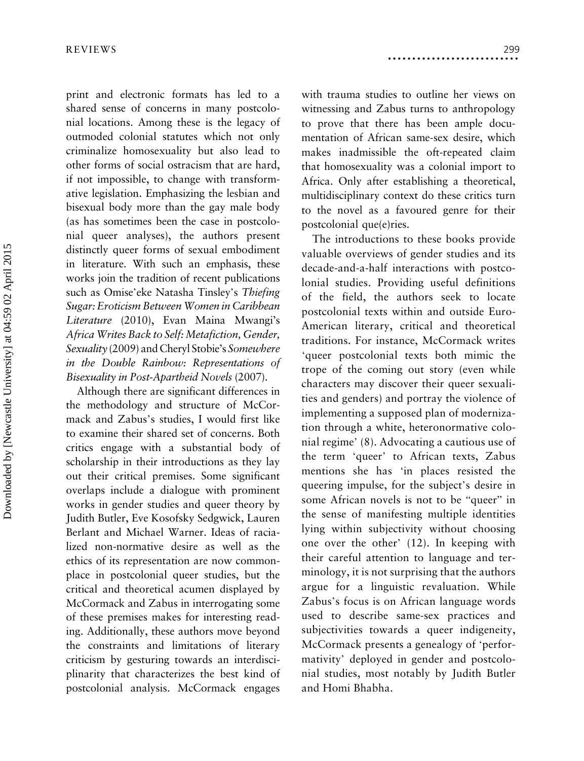print and electronic formats has led to a shared sense of concerns in many postcolonial locations. Among these is the legacy of outmoded colonial statutes which not only criminalize homosexuality but also lead to other forms of social ostracism that are hard, if not impossible, to change with transformative legislation. Emphasizing the lesbian and bisexual body more than the gay male body (as has sometimes been the case in postcolonial queer analyses), the authors present distinctly queer forms of sexual embodiment in literature. With such an emphasis, these works join the tradition of recent publications such as Omise'eke Natasha Tinsley's *Thiefing Sugar: Eroticism Between Women in Caribbean Literature* (2010), Evan Maina Mwangi's *Africa Writes Back to Self: Metafiction, Gender, Sexuality* (2009) and Cheryl Stobie's *Somewhere in the Double Rainbow: Representations of Bisexuality in Post-Apartheid Novels* (2007).

Although there are significant differences in the methodology and structure of McCormack and Zabus's studies, I would first like to examine their shared set of concerns. Both critics engage with a substantial body of scholarship in their introductions as they lay out their critical premises. Some significant overlaps include a dialogue with prominent works in gender studies and queer theory by Judith Butler, Eve Kosofsky Sedgwick, Lauren Berlant and Michael Warner. Ideas of racialized non-normative desire as well as the ethics of its representation are now commonplace in postcolonial queer studies, but the critical and theoretical acumen displayed by McCormack and Zabus in interrogating some of these premises makes for interesting reading. Additionally, these authors move beyond the constraints and limitations of literary criticism by gesturing towards an interdisciplinarity that characterizes the best kind of postcolonial analysis. McCormack engages with trauma studies to outline her views on witnessing and Zabus turns to anthropology to prove that there has been ample documentation of African same-sex desire, which makes inadmissible the oft-repeated claim that homosexuality was a colonial import to Africa. Only after establishing a theoretical, multidisciplinary context do these critics turn to the novel as a favoured genre for their postcolonial que(e)ries.

The introductions to these books provide valuable overviews of gender studies and its decade-and-a-half interactions with postcolonial studies. Providing useful definitions of the field, the authors seek to locate postcolonial texts within and outside Euro-American literary, critical and theoretical traditions. For instance, McCormack writes 'queer postcolonial texts both mimic the trope of the coming out story (even while characters may discover their queer sexualities and genders) and portray the violence of implementing a supposed plan of modernization through a white, heteronormative colonial regime' (8). Advocating a cautious use of the term 'queer' to African texts, Zabus mentions she has 'in places resisted the queering impulse, for the subject's desire in some African novels is not to be "queer" in the sense of manifesting multiple identities lying within subjectivity without choosing one over the other' (12). In keeping with their careful attention to language and terminology, it is not surprising that the authors argue for a linguistic revaluation. While Zabus's focus is on African language words used to describe same-sex practices and subjectivities towards a queer indigeneity, McCormack presents a genealogy of 'performativity' deployed in gender and postcolonial studies, most notably by Judith Butler and Homi Bhabha.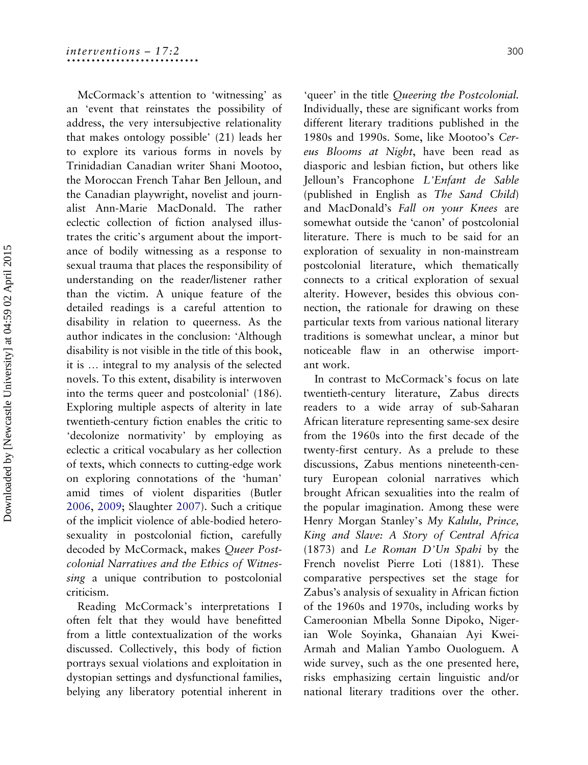McCormack's attention to 'witnessing' as an 'event that reinstates the possibility of address, the very intersubjective relationality that makes ontology possible' (21) leads her to explore its various forms in novels by Trinidadian Canadian writer Shani Mootoo, the Moroccan French Tahar Ben Jelloun, and the Canadian playwright, novelist and journalist Ann-Marie MacDonald. The rather eclectic collection of fiction analysed illustrates the critic's argument about the importance of bodily witnessing as a response to sexual trauma that places the responsibility of understanding on the reader/listener rather than the victim. A unique feature of the detailed readings is a careful attention to disability in relation to queerness. As the author indicates in the conclusion: 'Although disability is not visible in the title of this book, it is … integral to my analysis of the selected novels. To this extent, disability is interwoven into the terms queer and postcolonial' (186). Exploring multiple aspects of alterity in late twentieth-century fiction enables the critic to 'decolonize normativity' by employing as eclectic a critical vocabulary as her collection of texts, which connects to cutting-edge work on exploring connotations of the 'human' amid times of violent disparities (Butler 2006, 2009; Slaughter 2007). Such a critique of the implicit violence of able-bodied heterosexuality in postcolonial fiction, carefully decoded by McCormack, makes *Queer Postcolonial Narratives and the Ethics of Witnessing* a unique contribution to postcolonial criticism.

Reading McCormack's interpretations I often felt that they would have benefitted from a little contextualization of the works discussed. Collectively, this body of fiction portrays sexual violations and exploitation in dystopian settings and dysfunctional families, belying any liberatory potential inherent in 'queer' in the title *Queering the Postcolonial*. Individually, these are significant works from different literary traditions published in the 1980s and 1990s. Some, like Mootoo's *Cereus Blooms at Night*, have been read as diasporic and lesbian fiction, but others like Jelloun's Francophone *L'Enfant de Sable* (published in English as *The Sand Child*) and MacDonald's *Fall on your Knees* are somewhat outside the 'canon' of postcolonial literature. There is much to be said for an exploration of sexuality in non-mainstream postcolonial literature, which thematically connects to a critical exploration of sexual alterity. However, besides this obvious connection, the rationale for drawing on these particular texts from various national literary traditions is somewhat unclear, a minor but noticeable flaw in an otherwise important work.

In contrast to McCormack's focus on late twentieth-century literature, Zabus directs readers to a wide array of sub-Saharan African literature representing same-sex desire from the 1960s into the first decade of the twenty-first century. As a prelude to these discussions, Zabus mentions nineteenth-century European colonial narratives which brought African sexualities into the realm of the popular imagination. Among these were Henry Morgan Stanley's *My Kalulu, Prince, King and Slave: A Story of Central Africa* (1873) and *Le Roman D'Un Spahi* by the French novelist Pierre Loti (1881). These comparative perspectives set the stage for Zabus's analysis of sexuality in African fiction of the 1960s and 1970s, including works by Cameroonian Mbella Sonne Dipoko, Nigerian Wole Soyinka, Ghanaian Ayi Kwei-Armah and Malian Yambo Ouologuem. A wide survey, such as the one presented here, risks emphasizing certain linguistic and/or national literary traditions over the other.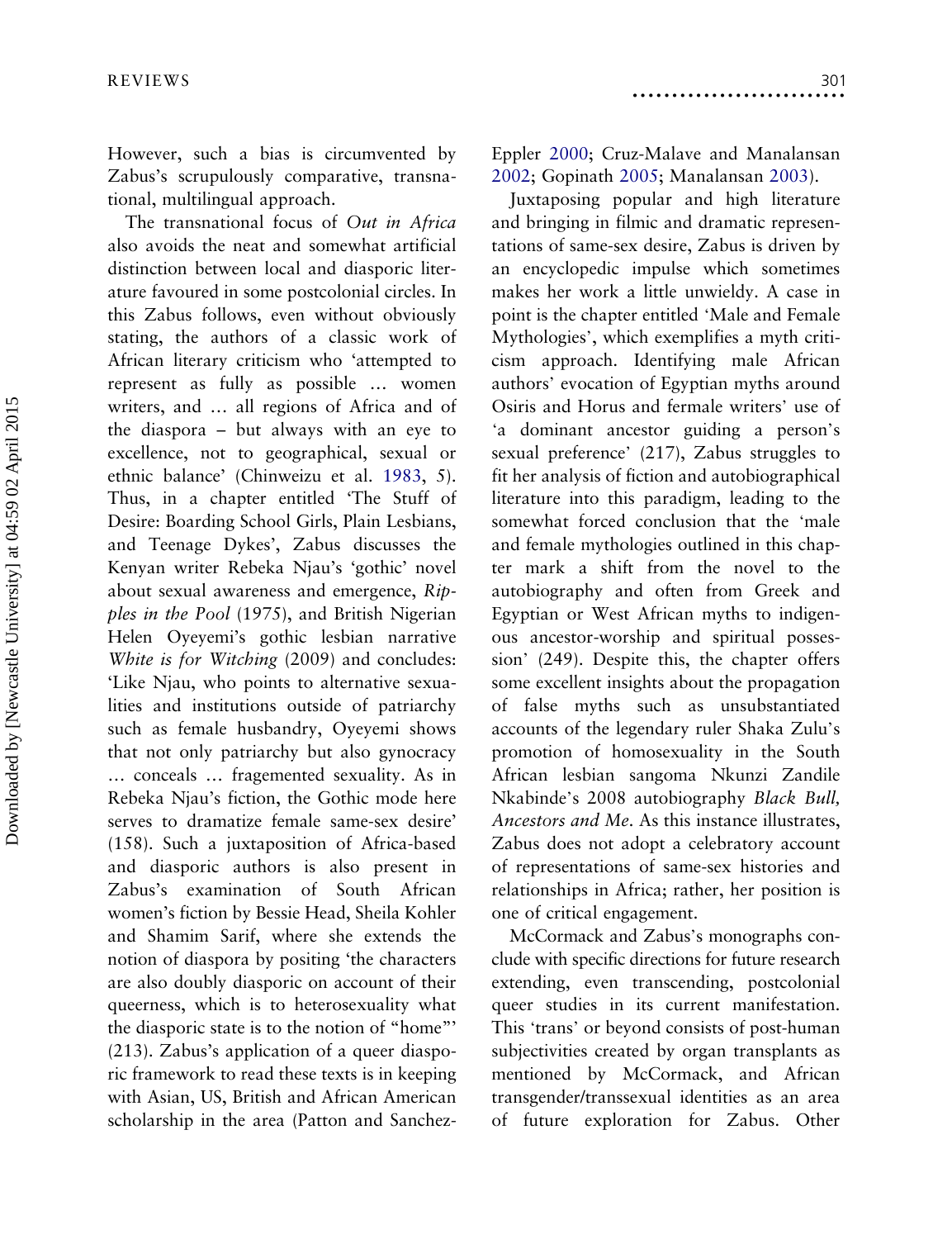However, such a bias is circumvented by Zabus's scrupulously comparative, transnational, multilingual approach.

The transnational focus of *Out in Africa* also avoids the neat and somewhat artificial distinction between local and diasporic literature favoured in some postcolonial circles. In this Zabus follows, even without obviously stating, the authors of a classic work of African literary criticism who 'attempted to represent as fully as possible … women writers, and … all regions of Africa and of the diaspora – but always with an eye to excellence, not to geographical, sexual or ethnic balance' (Chinweizu et al. 1983, 5). Thus, in a chapter entitled 'The Stuff of Desire: Boarding School Girls, Plain Lesbians, and Teenage Dykes', Zabus discusses the Kenyan writer Rebeka Njau's 'gothic' novel about sexual awareness and emergence, *Ripples in the Pool* (1975), and British Nigerian Helen Oyeyemi's gothic lesbian narrative *White is for Witching* (2009) and concludes: 'Like Njau, who points to alternative sexualities and institutions outside of patriarchy such as female husbandry, Oyeyemi shows that not only patriarchy but also gynocracy … conceals … fragemented sexuality. As in Rebeka Njau's fiction, the Gothic mode here serves to dramatize female same-sex desire' (158). Such a juxtaposition of Africa-based and diasporic authors is also present in Zabus's examination of South African women's fiction by Bessie Head, Sheila Kohler and Shamim Sarif, where she extends the notion of diaspora by positing 'the characters are also doubly diasporic on account of their queerness, which is to heterosexuality what the diasporic state is to the notion of "home"' (213). Zabus's application of a queer diasporic framework to read these texts is in keeping with Asian, US, British and African American scholarship in the area (Patton and Sanchez-Eppler 2000; Cruz-Malave and Manalansan 2002; Gopinath 2005; Manalansan 2003).

Juxtaposing popular and high literature and bringing in filmic and dramatic representations of same-sex desire, Zabus is driven by an encyclopedic impulse which sometimes makes her work a little unwieldy. A case in point is the chapter entitled 'Male and Female Mythologies', which exemplifies a myth criticism approach. Identifying male African authors' evocation of Egyptian myths around Osiris and Horus and fermale writers' use of 'a dominant ancestor guiding a person's sexual preference' (217), Zabus struggles to fit her analysis of fiction and autobiographical literature into this paradigm, leading to the somewhat forced conclusion that the 'male and female mythologies outlined in this chapter mark a shift from the novel to the autobiography and often from Greek and Egyptian or West African myths to indigenous ancestor-worship and spiritual possession' (249). Despite this, the chapter offers some excellent insights about the propagation of false myths such as unsubstantiated accounts of the legendary ruler Shaka Zulu's promotion of homosexuality in the South African lesbian sangoma Nkunzi Zandile Nkabinde's 2008 autobiography *Black Bull, Ancestors and Me*. As this instance illustrates, Zabus does not adopt a celebratory account of representations of same-sex histories and relationships in Africa; rather, her position is one of critical engagement.

McCormack and Zabus's monographs conclude with specific directions for future research extending, even transcending, postcolonial queer studies in its current manifestation. This 'trans' or beyond consists of post-human subjectivities created by organ transplants as mentioned by McCormack, and African transgender/transsexual identities as an area of future exploration for Zabus. Other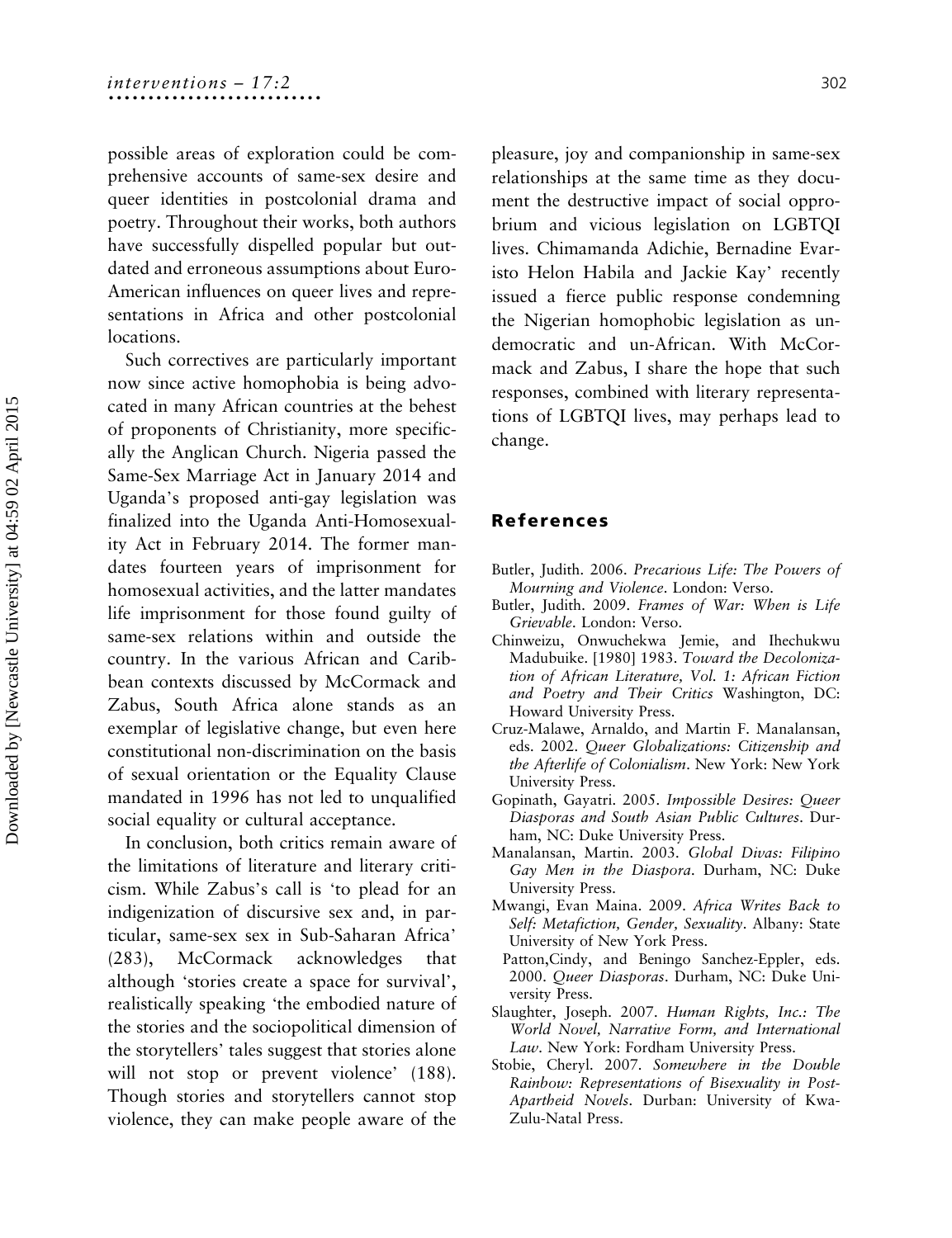possible areas of exploration could be comprehensive accounts of same-sex desire and queer identities in postcolonial drama and poetry. Throughout their works, both authors have successfully dispelled popular but outdated and erroneous assumptions about Euro-American influences on queer lives and representations in Africa and other postcolonial locations.

Such correctives are particularly important now since active homophobia is being advocated in many African countries at the behest of proponents of Christianity, more specifically the Anglican Church. Nigeria passed the Same-Sex Marriage Act in January 2014 and Uganda's proposed anti-gay legislation was finalized into the Uganda Anti-Homosexuality Act in February 2014. The former mandates fourteen years of imprisonment for homosexual activities, and the latter mandates life imprisonment for those found guilty of same-sex relations within and outside the country. In the various African and Caribbean contexts discussed by McCormack and Zabus, South Africa alone stands as an exemplar of legislative change, but even here constitutional non-discrimination on the basis of sexual orientation or the Equality Clause mandated in 1996 has not led to unqualified social equality or cultural acceptance.

In conclusion, both critics remain aware of the limitations of literature and literary criticism. While Zabus's call is 'to plead for an indigenization of discursive sex and, in particular, same-sex sex in Sub-Saharan Africa' (283), McCormack acknowledges that although 'stories create a space for survival', realistically speaking 'the embodied nature of the stories and the sociopolitical dimension of the storytellers' tales suggest that stories alone will not stop or prevent violence' (188). Though stories and storytellers cannot stop violence, they can make people aware of the pleasure, joy and companionship in same-sex relationships at the same time as they document the destructive impact of social opprobrium and vicious legislation on LGBTQI lives. Chimamanda Adichie, Bernadine Evaristo Helon Habila and Jackie Kay' recently issued a fierce public response condemning the Nigerian homophobic legislation as undemocratic and un-African. With McCormack and Zabus, I share the hope that such responses, combined with literary representations of LGBTQI lives, may perhaps lead to change.

## References

Butler, Judith. 2006. *Precarious Life: The Powers of Mourning and Violence*. London: Verso.

Butler, Judith. 2009. *Frames of War: When is Life Grievable*. London: Verso.

Chinweizu, Onwuchekwa Jemie, and Ihechukwu Madubuike. [1980] 1983. *Toward the Decolonization of African Literature, Vol. 1: African Fiction and Poetry and Their Critics* Washington, DC: Howard University Press.

Cruz-Malawe, Arnaldo, and Martin F. Manalansan, eds. 2002. *Queer Globalizations: Citizenship and the Afterlife of Colonialism*. New York: New York University Press.

Gopinath, Gayatri. 2005. *Impossible Desires: Queer Diasporas and South Asian Public Cultures*. Durham, NC: Duke University Press.

Manalansan, Martin. 2003. *Global Divas: Filipino Gay Men in the Diaspora*. Durham, NC: Duke University Press.

Mwangi, Evan Maina. 2009. *Africa Writes Back to Self: Metafiction, Gender, Sexuality*. Albany: State University of New York Press.

Patton,Cindy, and Beningo Sanchez-Eppler, eds. 2000. *Queer Diasporas*. Durham, NC: Duke University Press.

Slaughter, Joseph. 2007. *Human Rights, Inc.: The World Novel, Narrative Form, and International Law*. New York: Fordham University Press.

Stobie, Cheryl. 2007. *Somewhere in the Double Rainbow: Representations of Bisexuality in Post-Apartheid Novels*. Durban: University of KwaZulu-Natal Press.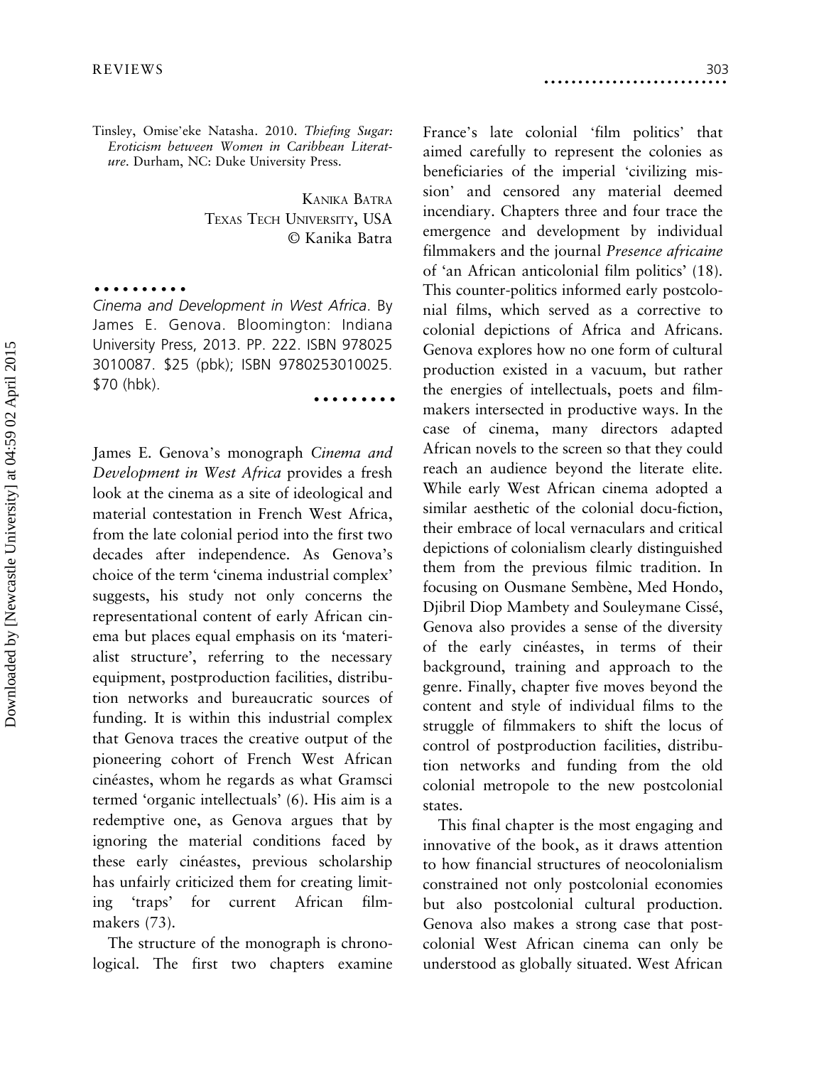Tinsley, Omise'eke Natasha. 2010. *Thiefing Sugar: Eroticism between Women in Caribbean Literature*. Durham, NC: Duke University Press.

KANIKA BATRA
TEXAS TECH UNIVERSITY, USA
© Kanika Batra

*Cinema and Development in West Africa*. By James E. Genova. Bloomington: Indiana University Press, 2013. PP. 222. ISBN 9780253010087. $25 (pbk); ISBN 9780253010025. $70 (hbk).

James E. Genova's monograph *Cinema and Development in West Africa* provides a fresh look at the cinema as a site of ideological and material contestation in French West Africa, from the late colonial period into the first two decades after independence. As Genova's choice of the term 'cinema industrial complex' suggests, his study not only concerns the representational content of early African cinema but places equal emphasis on its 'materialist structure', referring to the necessary equipment, postproduction facilities, distribution networks and bureaucratic sources of funding. It is within this industrial complex that Genova traces the creative output of the pioneering cohort of French West African cinéastes, whom he regards as what Gramsci termed 'organic intellectuals' (6). His aim is a redemptive one, as Genova argues that by ignoring the material conditions faced by these early cinéastes, previous scholarship has unfairly criticized them for creating limiting 'traps' for current African filmmakers (73).

The structure of the monograph is chronological. The first two chapters examine France's late colonial 'film politics' that aimed carefully to represent the colonies as beneficiaries of the imperial 'civilizing mission' and censored any material deemed incendiary. Chapters three and four trace the emergence and development by individual filmmakers and the journal *Presence africaine* of 'an African anticolonial film politics' (18). This counter-politics informed early postcolonial films, which served as a corrective to colonial depictions of Africa and Africans. Genova explores how no one form of cultural production existed in a vacuum, but rather the energies of intellectuals, poets and filmmakers intersected in productive ways. In the case of cinema, many directors adapted African novels to the screen so that they could reach an audience beyond the literate elite. While early West African cinema adopted a similar aesthetic of the colonial docu-fiction, their embrace of local vernaculars and critical depictions of colonialism clearly distinguished them from the previous filmic tradition. In focusing on Ousmane Sembène, Med Hondo, Djibril Diop Mambety and Souleymane Cissé, Genova also provides a sense of the diversity of the early cinéastes, in terms of their background, training and approach to the genre. Finally, chapter five moves beyond the content and style of individual films to the struggle of filmmakers to shift the locus of control of postproduction facilities, distribution networks and funding from the old colonial metropole to the new postcolonial states.

This final chapter is the most engaging and innovative of the book, as it draws attention to how financial structures of neocolonialism constrained not only postcolonial economies but also postcolonial cultural production. Genova also makes a strong case that postcolonial West African cinema can only be understood as globally situated. West African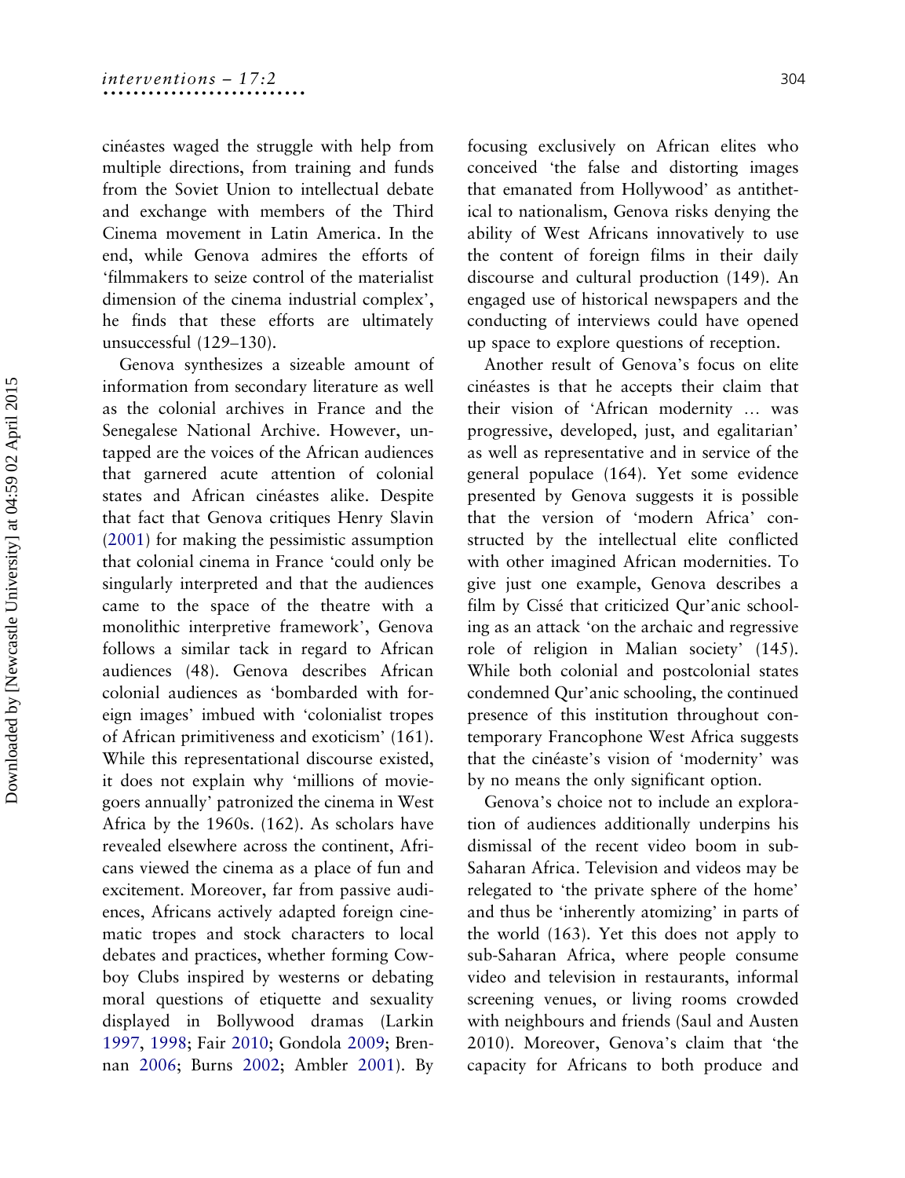cinéastes waged the struggle with help from multiple directions, from training and funds from the Soviet Union to intellectual debate and exchange with members of the Third Cinema movement in Latin America. In the end, while Genova admires the efforts of 'filmmakers to seize control of the materialist dimension of the cinema industrial complex', he finds that these efforts are ultimately unsuccessful (129–130).

Genova synthesizes a sizeable amount of information from secondary literature as well as the colonial archives in France and the Senegalese National Archive. However, untapped are the voices of the African audiences that garnered acute attention of colonial states and African cinéastes alike. Despite that fact that Genova critiques Henry Slavin (2001) for making the pessimistic assumption that colonial cinema in France 'could only be singularly interpreted and that the audiences came to the space of the theatre with a monolithic interpretive framework', Genova follows a similar tack in regard to African audiences (48). Genova describes African colonial audiences as 'bombarded with foreign images' imbued with 'colonialist tropes of African primitiveness and exoticism' (161). While this representational discourse existed, it does not explain why 'millions of moviegoers annually' patronized the cinema in West Africa by the 1960s. (162). As scholars have revealed elsewhere across the continent, Africans viewed the cinema as a place of fun and excitement. Moreover, far from passive audiences, Africans actively adapted foreign cinematic tropes and stock characters to local debates and practices, whether forming Cowboy Clubs inspired by westerns or debating moral questions of etiquette and sexuality displayed in Bollywood dramas (Larkin 1997, 1998; Fair 2010; Gondola 2009; Brennan 2006; Burns 2002; Ambler 2001). By focusing exclusively on African elites who conceived 'the false and distorting images that emanated from Hollywood' as antithetical to nationalism, Genova risks denying the ability of West Africans innovatively to use the content of foreign films in their daily discourse and cultural production (149). An engaged use of historical newspapers and the conducting of interviews could have opened up space to explore questions of reception.

Another result of Genova's focus on elite cinéastes is that he accepts their claim that their vision of 'African modernity … was progressive, developed, just, and egalitarian' as well as representative and in service of the general populace (164). Yet some evidence presented by Genova suggests it is possible that the version of 'modern Africa' constructed by the intellectual elite conflicted with other imagined African modernities. To give just one example, Genova describes a film by Cissé that criticized Qur'anic schooling as an attack 'on the archaic and regressive role of religion in Malian society' (145). While both colonial and postcolonial states condemned Qur'anic schooling, the continued presence of this institution throughout contemporary Francophone West Africa suggests that the cinéaste's vision of 'modernity' was by no means the only significant option.

Genova's choice not to include an exploration of audiences additionally underpins his dismissal of the recent video boom in sub-Saharan Africa. Television and videos may be relegated to 'the private sphere of the home' and thus be 'inherently atomizing' in parts of the world (163). Yet this does not apply to sub-Saharan Africa, where people consume video and television in restaurants, informal screening venues, or living rooms crowded with neighbours and friends (Saul and Austen 2010). Moreover, Genova's claim that 'the capacity for Africans to both produce and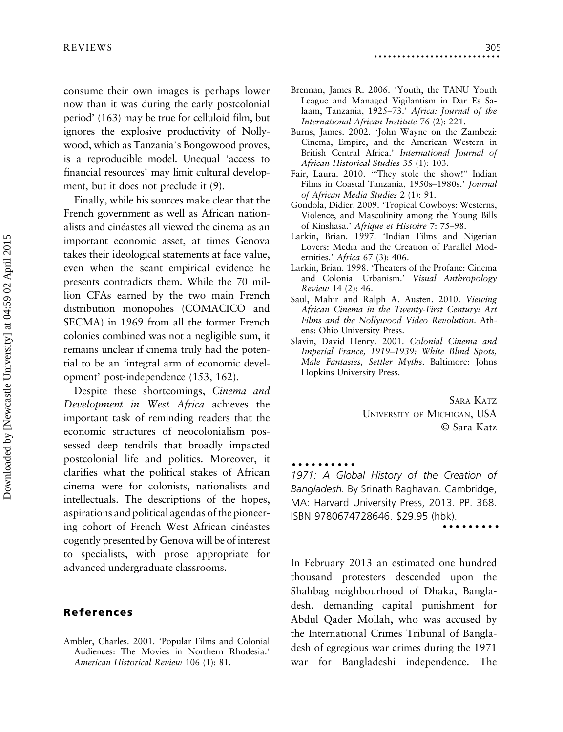consume their own images is perhaps lower now than it was during the early postcolonial period' (163) may be true for celluloid film, but ignores the explosive productivity of Nollywood, which as Tanzania's Bongowood proves, is a reproducible model. Unequal 'access to financial resources' may limit cultural development, but it does not preclude it (9).

Finally, while his sources make clear that the French government as well as African nationalists and cinéastes all viewed the cinema as an important economic asset, at times Genova takes their ideological statements at face value, even when the scant empirical evidence he presents contradicts them. While the 70 million CFAs earned by the two main French distribution monopolies (COMACICO and SECMA) in 1969 from all the former French colonies combined was not a negligible sum, it remains unclear if cinema truly had the potential to be an 'integral arm of economic development' post-independence (153, 162).

Despite these shortcomings, *Cinema and Development in West Africa* achieves the important task of reminding readers that the economic structures of neocolonialism possessed deep tendrils that broadly impacted postcolonial life and politics. Moreover, it clarifies what the political stakes of African cinema were for colonists, nationalists and intellectuals. The descriptions of the hopes, aspirations and political agendas of the pioneering cohort of French West African cinéastes cogently presented by Genova will be of interest to specialists, with prose appropriate for advanced undergraduate classrooms.

## References

Ambler, Charles. 2001. 'Popular Films and Colonial Audiences: The Movies in Northern Rhodesia.' *American Historical Review* 106 (1): 81.

Brennan, James R. 2006. 'Youth, the TANU Youth League and Managed Vigilantism in Dar Es Salaam, Tanzania, 1925–73.' *Africa: Journal of the International African Institute* 76 (2): 221.

Burns, James. 2002. 'John Wayne on the Zambezi: Cinema, Empire, and the American Western in British Central Africa.' *International Journal of African Historical Studies* 35 (1): 103.

Fair, Laura. 2010. '"They stole the show!" Indian Films in Coastal Tanzania, 1950s–1980s.' *Journal of African Media Studies* 2 (1): 91.

Gondola, Didier. 2009. 'Tropical Cowboys: Westerns, Violence, and Masculinity among the Young Bills of Kinshasa.' *Afrique et Histoire* 7: 75–98.

Larkin, Brian. 1997. 'Indian Films and Nigerian Lovers: Media and the Creation of Parallel Modernities.' *Africa* 67 (3): 406.

Larkin, Brian. 1998. 'Theaters of the Profane: Cinema and Colonial Urbanism.' *Visual Anthropology Review* 14 (2): 46.

Saul, Mahir and Ralph A. Austen. 2010. *Viewing African Cinema in the Twenty-First Century: Art Films and the Nollywood Video Revolution*. Athens: Ohio University Press.

Slavin, David Henry. 2001. *Colonial Cinema and Imperial France, 1919–1939: White Blind Spots, Male Fantasies, Settler Myths*. Baltimore: Johns Hopkins University Press.

Sara Katz
University of Michigan, USA
© Sara Katz

---

*1971: A Global History of the Creation of Bangladesh.* By Srinath Raghavan. Cambridge, MA: Harvard University Press, 2013. PP. 368. ISBN 9780674728646. $29.95 (hbk).

---

In February 2013 an estimated one hundred thousand protesters descended upon the Shahbag neighbourhood of Dhaka, Bangladesh, demanding capital punishment for Abdul Qader Mollah, who was accused by the International Crimes Tribunal of Bangladesh of egregious war crimes during the 1971 war for Bangladeshi independence. The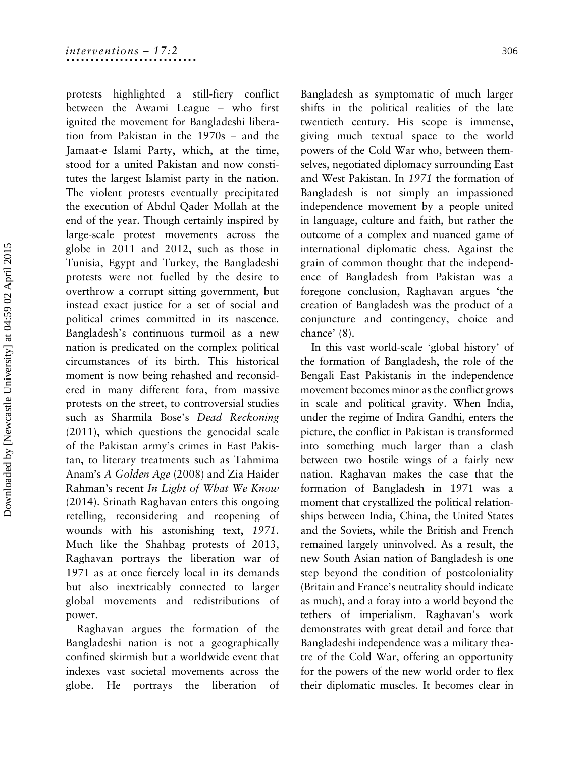protests highlighted a still-fiery conflict between the Awami League – who first ignited the movement for Bangladeshi liberation from Pakistan in the 1970s – and the Jamaat-e Islami Party, which, at the time, stood for a united Pakistan and now constitutes the largest Islamist party in the nation. The violent protests eventually precipitated the execution of Abdul Qader Mollah at the end of the year. Though certainly inspired by large-scale protest movements across the globe in 2011 and 2012, such as those in Tunisia, Egypt and Turkey, the Bangladeshi protests were not fuelled by the desire to overthrow a corrupt sitting government, but instead exact justice for a set of social and political crimes committed in its nascence. Bangladesh's continuous turmoil as a new nation is predicated on the complex political circumstances of its birth. This historical moment is now being rehashed and reconsidered in many different fora, from massive protests on the street, to controversial studies such as Sharmila Bose's *Dead Reckoning* (2011), which questions the genocidal scale of the Pakistan army's crimes in East Pakistan, to literary treatments such as Tahmima Anam's *A Golden Age* (2008) and Zia Haider Rahman's recent *In Light of What We Know* (2014). Srinath Raghavan enters this ongoing retelling, reconsidering and reopening of wounds with his astonishing text, *1971*. Much like the Shahbag protests of 2013, Raghavan portrays the liberation war of 1971 as at once fiercely local in its demands but also inextricably connected to larger global movements and redistributions of power.

Raghavan argues the formation of the Bangladeshi nation is not a geographically confined skirmish but a worldwide event that indexes vast societal movements across the globe. He portrays the liberation of Bangladesh as symptomatic of much larger shifts in the political realities of the late twentieth century. His scope is immense, giving much textual space to the world powers of the Cold War who, between themselves, negotiated diplomacy surrounding East and West Pakistan. In *1971* the formation of Bangladesh is not simply an impassioned independence movement by a people united in language, culture and faith, but rather the outcome of a complex and nuanced game of international diplomatic chess. Against the grain of common thought that the independence of Bangladesh from Pakistan was a foregone conclusion, Raghavan argues 'the creation of Bangladesh was the product of a conjuncture and contingency, choice and chance' (8).

In this vast world-scale 'global history' of the formation of Bangladesh, the role of the Bengali East Pakistanis in the independence movement becomes minor as the conflict grows in scale and political gravity. When India, under the regime of Indira Gandhi, enters the picture, the conflict in Pakistan is transformed into something much larger than a clash between two hostile wings of a fairly new nation. Raghavan makes the case that the formation of Bangladesh in 1971 was a moment that crystallized the political relationships between India, China, the United States and the Soviets, while the British and French remained largely uninvolved. As a result, the new South Asian nation of Bangladesh is one step beyond the condition of postcoloniality (Britain and France's neutrality should indicate as much), and a foray into a world beyond the tethers of imperialism. Raghavan's work demonstrates with great detail and force that Bangladeshi independence was a military theatre of the Cold War, offering an opportunity for the powers of the new world order to flex their diplomatic muscles. It becomes clear in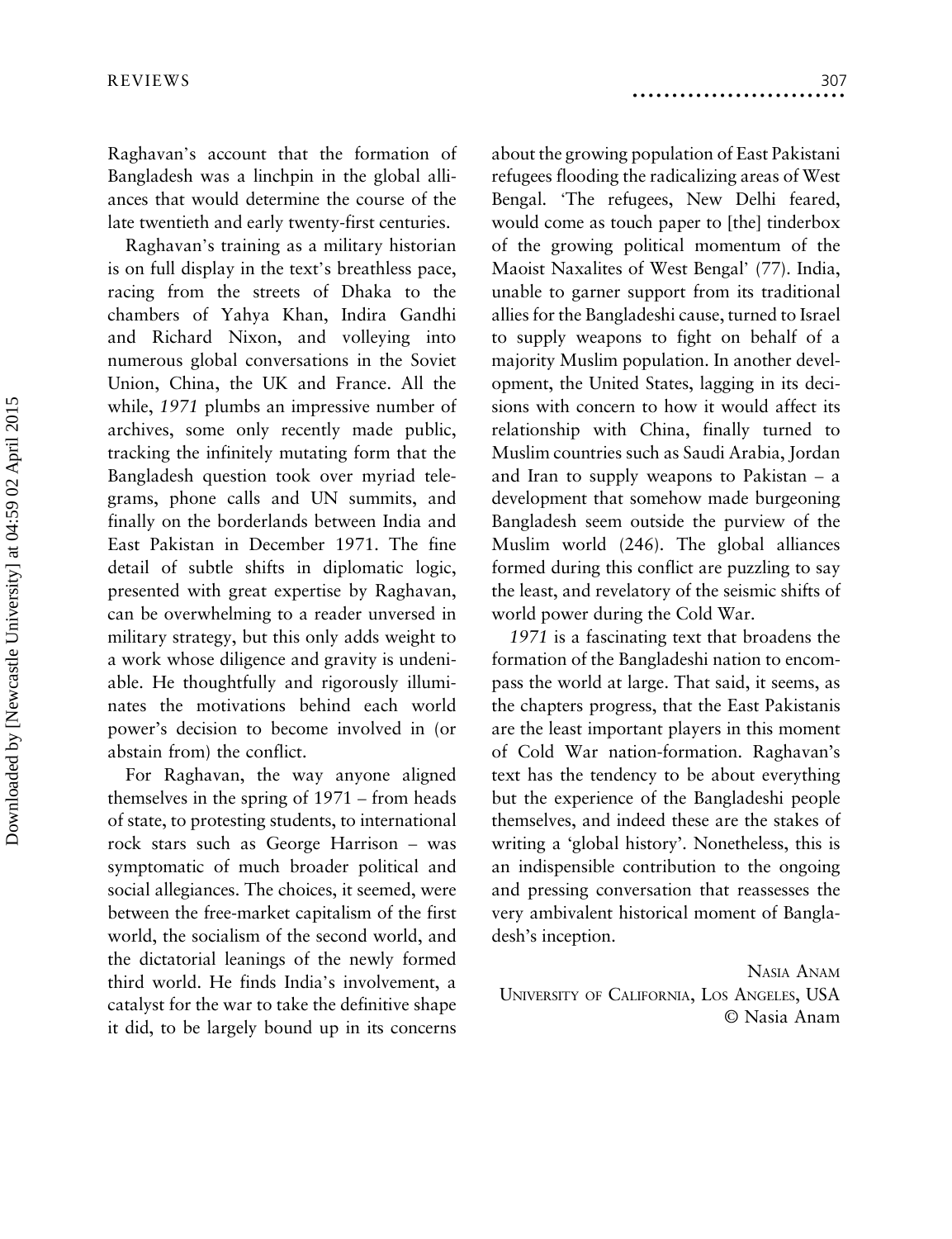Raghavan's account that the formation of Bangladesh was a linchpin in the global alliances that would determine the course of the late twentieth and early twenty-first centuries.

Raghavan's training as a military historian is on full display in the text's breathless pace, racing from the streets of Dhaka to the chambers of Yahya Khan, Indira Gandhi and Richard Nixon, and volleying into numerous global conversations in the Soviet Union, China, the UK and France. All the while, *1971* plumbs an impressive number of archives, some only recently made public, tracking the infinitely mutating form that the Bangladesh question took over myriad telegrams, phone calls and UN summits, and finally on the borderlands between India and East Pakistan in December 1971. The fine detail of subtle shifts in diplomatic logic, presented with great expertise by Raghavan, can be overwhelming to a reader unversed in military strategy, but this only adds weight to a work whose diligence and gravity is undeniable. He thoughtfully and rigorously illuminates the motivations behind each world power's decision to become involved in (or abstain from) the conflict.

For Raghavan, the way anyone aligned themselves in the spring of 1971 – from heads of state, to protesting students, to international rock stars such as George Harrison – was symptomatic of much broader political and social allegiances. The choices, it seemed, were between the free-market capitalism of the first world, the socialism of the second world, and the dictatorial leanings of the newly formed third world. He finds India's involvement, a catalyst for the war to take the definitive shape it did, to be largely bound up in its concerns about the growing population of East Pakistani refugees flooding the radicalizing areas of West Bengal. 'The refugees, New Delhi feared, would come as touch paper to [the] tinderbox of the growing political momentum of the Maoist Naxalites of West Bengal' (77). India, unable to garner support from its traditional allies for the Bangladeshi cause, turned to Israel to supply weapons to fight on behalf of a majority Muslim population. In another development, the United States, lagging in its decisions with concern to how it would affect its relationship with China, finally turned to Muslim countries such as Saudi Arabia, Jordan and Iran to supply weapons to Pakistan – a development that somehow made burgeoning Bangladesh seem outside the purview of the Muslim world (246). The global alliances formed during this conflict are puzzling to say the least, and revelatory of the seismic shifts of world power during the Cold War.

*1971* is a fascinating text that broadens the formation of the Bangladeshi nation to encompass the world at large. That said, it seems, as the chapters progress, that the East Pakistanis are the least important players in this moment of Cold War nation-formation. Raghavan's text has the tendency to be about everything but the experience of the Bangladeshi people themselves, and indeed these are the stakes of writing a 'global history'. Nonetheless, this is an indispensible contribution to the ongoing and pressing conversation that reassesses the very ambivalent historical moment of Bangladesh's inception.

Nasia Anam
University of California, Los Angeles, USA
© Nasia Anam